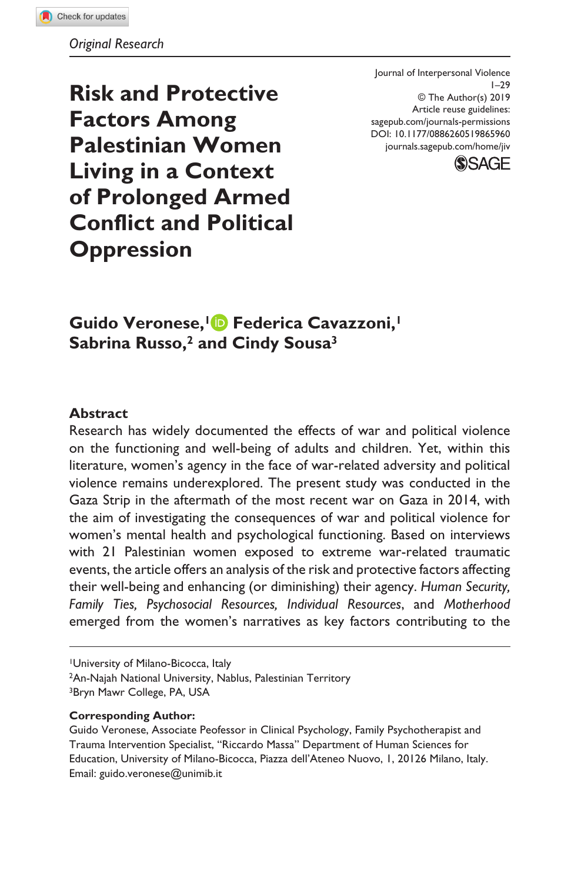*Original Research*

Journal of Interpersonal Violence
1–29
© The Author(s) 2019
Article reuse guidelines:
sagepub.com/journals-permissions
DOI: 10.1177/0886260519865960
journals.sagepub.com/home/jiv

# Risk and Protective Factors Among Palestinian Women Living in a Context of Prolonged Armed Conflict and Political Oppression

**Guido Veronese,[1] Federica Cavazzoni,[1] Sabrina Russo,[2] and Cindy Sousa[3]**

## Abstract

Research has widely documented the effects of war and political violence on the functioning and well-being of adults and children. Yet, within this literature, women's agency in the face of war-related adversity and political violence remains underexplored. The present study was conducted in the Gaza Strip in the aftermath of the most recent war on Gaza in 2014, with the aim of investigating the consequences of war and political violence for women's mental health and psychological functioning. Based on interviews with 21 Palestinian women exposed to extreme war-related traumatic events, the article offers an analysis of the risk and protective factors affecting their well-being and enhancing (or diminishing) their agency. *Human Security, Family Ties, Psychosocial Resources, Individual Resources*, and *Motherhood* emerged from the women's narratives as key factors contributing to the

[1]University of Milano-Bicocca, Italy
[2]An-Najah National University, Nablus, Palestinian Territory
[3]Bryn Mawr College, PA, USA

**Corresponding Author:**
Guido Veronese, Associate Peofessor in Clinical Psychology, Family Psychotherapist and Trauma Intervention Specialist, "Riccardo Massa" Department of Human Sciences for Education, University of Milano-Bicocca, Piazza dell'Ateneo Nuovo, 1, 20126 Milano, Italy.
Email: guido.veronese@unimib.it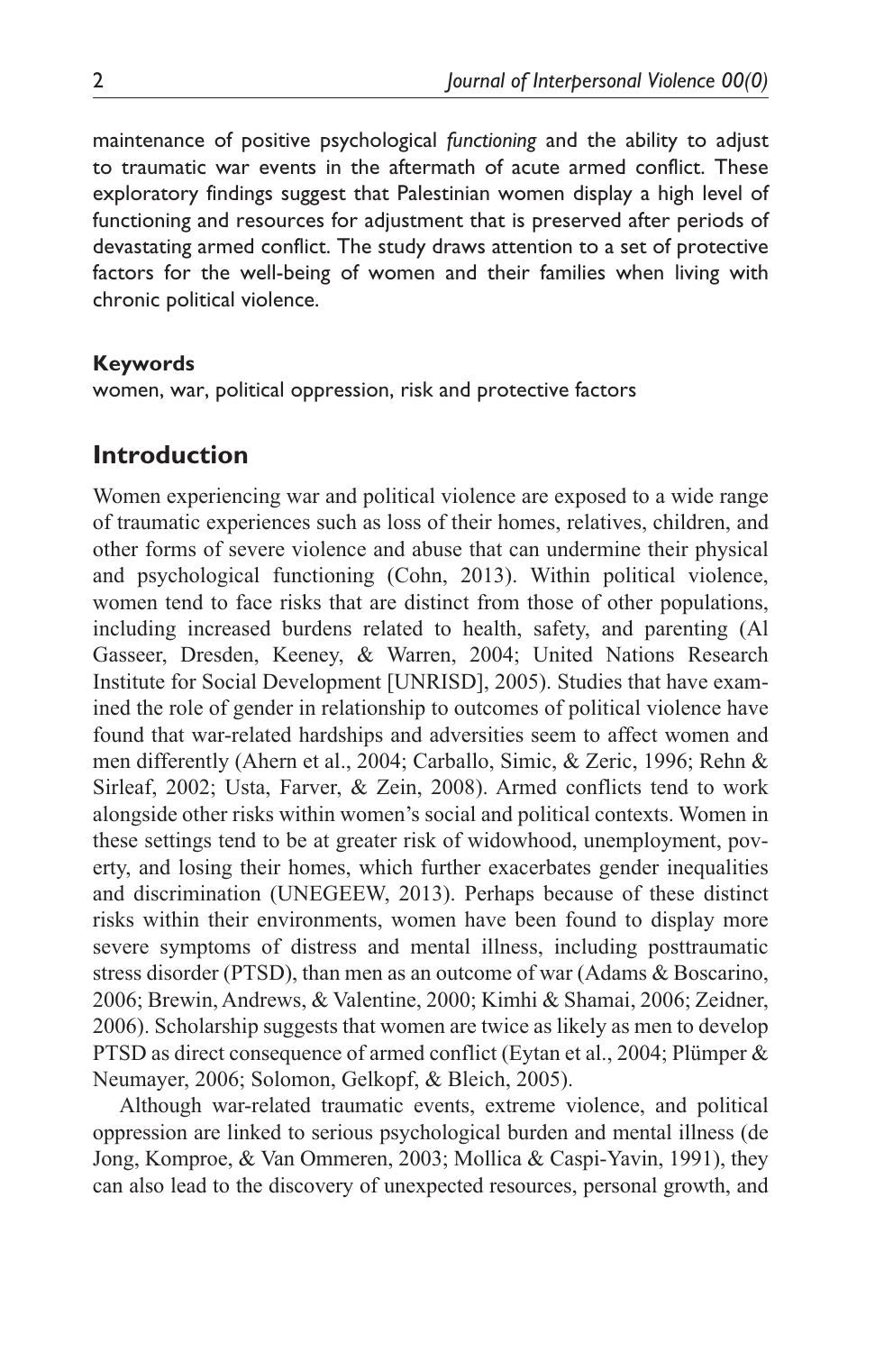maintenance of positive psychological *functioning* and the ability to adjust to traumatic war events in the aftermath of acute armed conflict. These exploratory findings suggest that Palestinian women display a high level of functioning and resources for adjustment that is preserved after periods of devastating armed conflict. The study draws attention to a set of protective factors for the well-being of women and their families when living with chronic political violence.

**Keywords**

women, war, political oppression, risk and protective factors

## Introduction

Women experiencing war and political violence are exposed to a wide range of traumatic experiences such as loss of their homes, relatives, children, and other forms of severe violence and abuse that can undermine their physical and psychological functioning (Cohn, 2013). Within political violence, women tend to face risks that are distinct from those of other populations, including increased burdens related to health, safety, and parenting (Al Gasseer, Dresden, Keeney, & Warren, 2004; United Nations Research Institute for Social Development [UNRISD], 2005). Studies that have examined the role of gender in relationship to outcomes of political violence have found that war-related hardships and adversities seem to affect women and men differently (Ahern et al., 2004; Carballo, Simic, & Zeric, 1996; Rehn & Sirleaf, 2002; Usta, Farver, & Zein, 2008). Armed conflicts tend to work alongside other risks within women's social and political contexts. Women in these settings tend to be at greater risk of widowhood, unemployment, poverty, and losing their homes, which further exacerbates gender inequalities and discrimination (UNEGEEW, 2013). Perhaps because of these distinct risks within their environments, women have been found to display more severe symptoms of distress and mental illness, including posttraumatic stress disorder (PTSD), than men as an outcome of war (Adams & Boscarino, 2006; Brewin, Andrews, & Valentine, 2000; Kimhi & Shamai, 2006; Zeidner, 2006). Scholarship suggests that women are twice as likely as men to develop PTSD as direct consequence of armed conflict (Eytan et al., 2004; Plümper & Neumayer, 2006; Solomon, Gelkopf, & Bleich, 2005).

Although war-related traumatic events, extreme violence, and political oppression are linked to serious psychological burden and mental illness (de Jong, Komproe, & Van Ommeren, 2003; Mollica & Caspi-Yavin, 1991), they can also lead to the discovery of unexpected resources, personal growth, and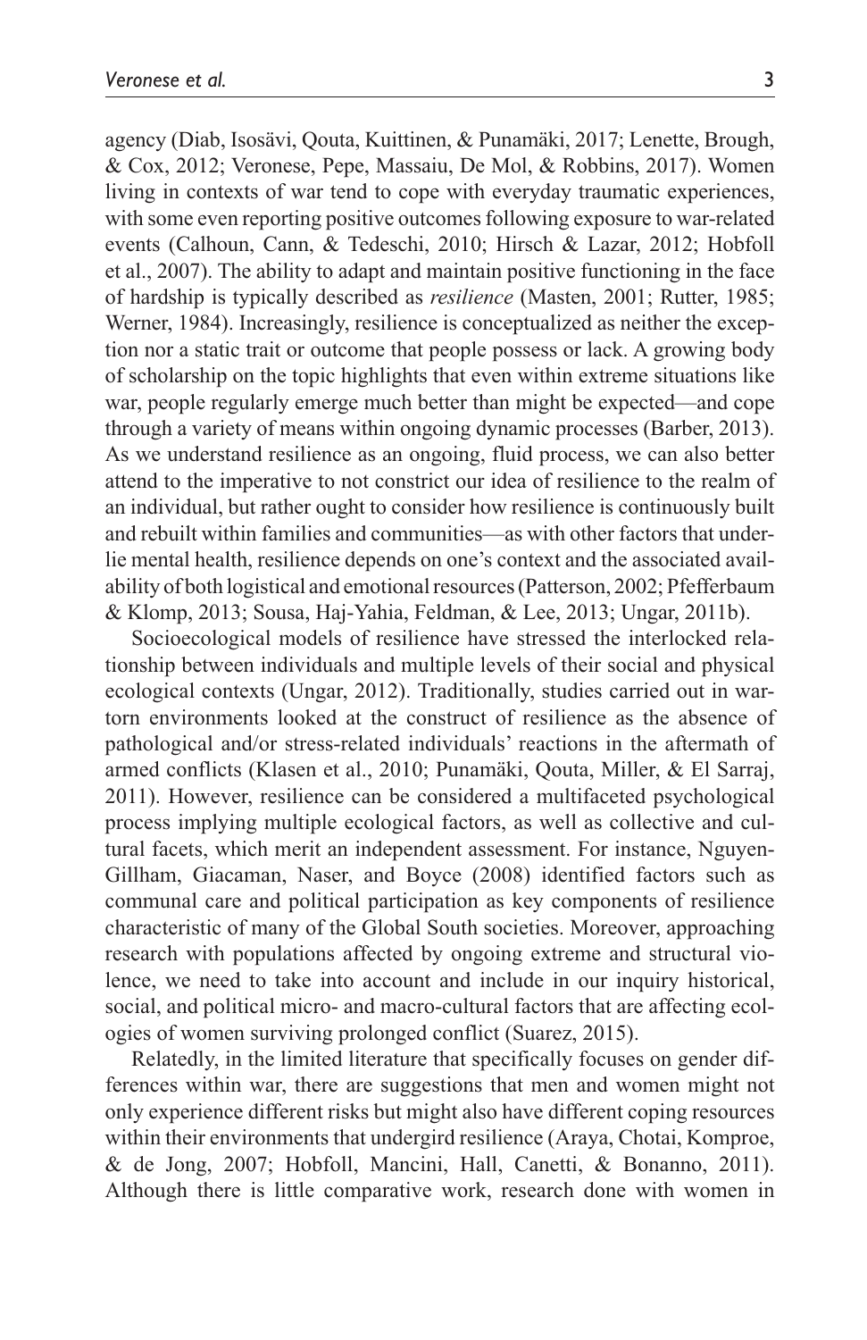agency (Diab, Isosävi, Qouta, Kuittinen, & Punamäki, 2017; Lenette, Brough, & Cox, 2012; Veronese, Pepe, Massaiu, De Mol, & Robbins, 2017). Women living in contexts of war tend to cope with everyday traumatic experiences, with some even reporting positive outcomes following exposure to war-related events (Calhoun, Cann, & Tedeschi, 2010; Hirsch & Lazar, 2012; Hobfoll et al., 2007). The ability to adapt and maintain positive functioning in the face of hardship is typically described as *resilience* (Masten, 2001; Rutter, 1985; Werner, 1984). Increasingly, resilience is conceptualized as neither the exception nor a static trait or outcome that people possess or lack. A growing body of scholarship on the topic highlights that even within extreme situations like war, people regularly emerge much better than might be expected—and cope through a variety of means within ongoing dynamic processes (Barber, 2013). As we understand resilience as an ongoing, fluid process, we can also better attend to the imperative to not constrict our idea of resilience to the realm of an individual, but rather ought to consider how resilience is continuously built and rebuilt within families and communities—as with other factors that underlie mental health, resilience depends on one's context and the associated availability of both logistical and emotional resources (Patterson, 2002; Pfefferbaum & Klomp, 2013; Sousa, Haj-Yahia, Feldman, & Lee, 2013; Ungar, 2011b).

Socioecological models of resilience have stressed the interlocked relationship between individuals and multiple levels of their social and physical ecological contexts (Ungar, 2012). Traditionally, studies carried out in war-torn environments looked at the construct of resilience as the absence of pathological and/or stress-related individuals' reactions in the aftermath of armed conflicts (Klasen et al., 2010; Punamäki, Qouta, Miller, & El Sarraj, 2011). However, resilience can be considered a multifaceted psychological process implying multiple ecological factors, as well as collective and cultural facets, which merit an independent assessment. For instance, Nguyen-Gillham, Giacaman, Naser, and Boyce (2008) identified factors such as communal care and political participation as key components of resilience characteristic of many of the Global South societies. Moreover, approaching research with populations affected by ongoing extreme and structural violence, we need to take into account and include in our inquiry historical, social, and political micro- and macro-cultural factors that are affecting ecologies of women surviving prolonged conflict (Suarez, 2015).

Relatedly, in the limited literature that specifically focuses on gender differences within war, there are suggestions that men and women might not only experience different risks but might also have different coping resources within their environments that undergird resilience (Araya, Chotai, Komproe, & de Jong, 2007; Hobfoll, Mancini, Hall, Canetti, & Bonanno, 2011). Although there is little comparative work, research done with women in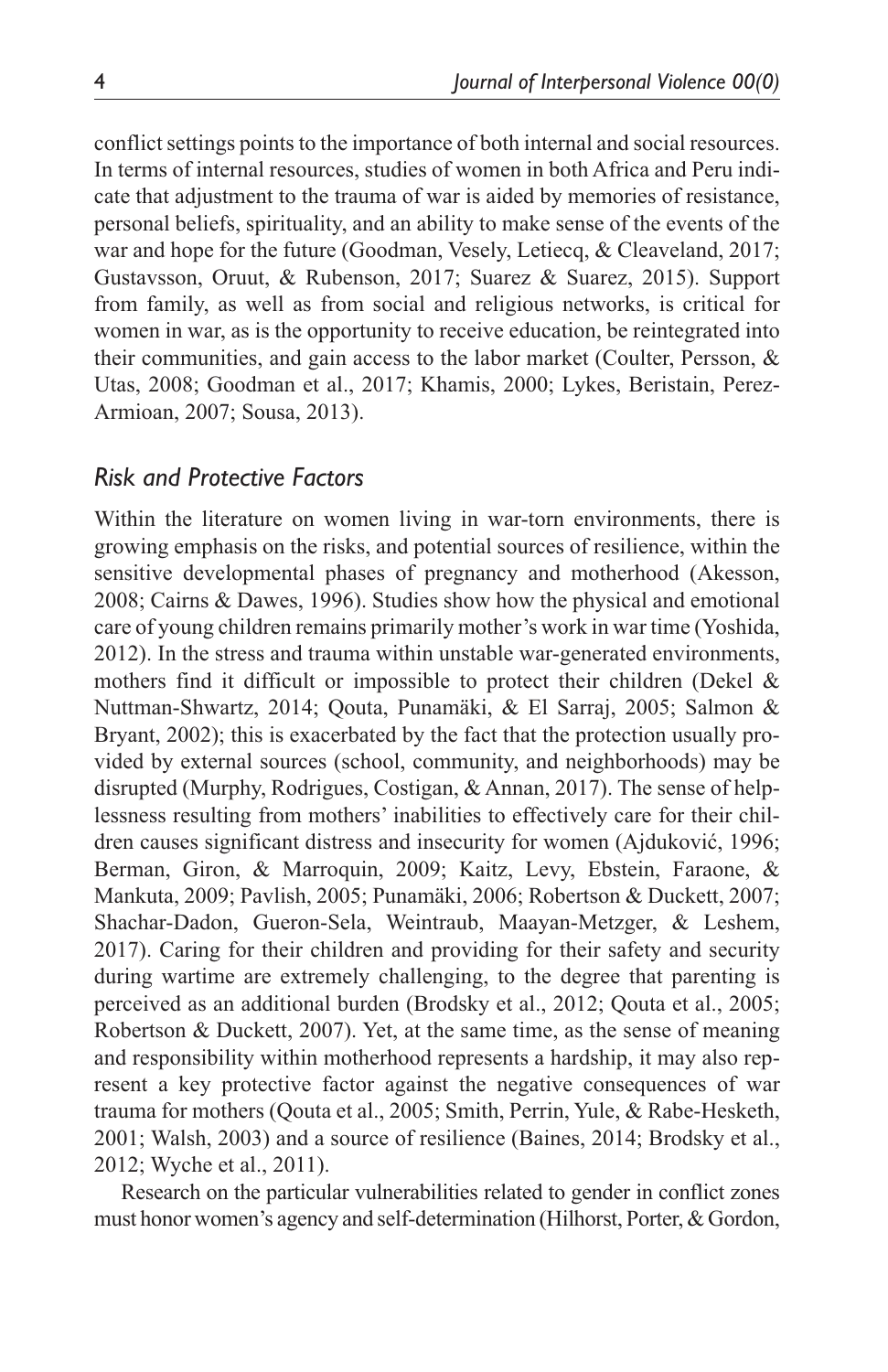conflict settings points to the importance of both internal and social resources. In terms of internal resources, studies of women in both Africa and Peru indicate that adjustment to the trauma of war is aided by memories of resistance, personal beliefs, spirituality, and an ability to make sense of the events of the war and hope for the future (Goodman, Vesely, Letiecq, & Cleaveland, 2017; Gustavsson, Oruut, & Rubenson, 2017; Suarez & Suarez, 2015). Support from family, as well as from social and religious networks, is critical for women in war, as is the opportunity to receive education, be reintegrated into their communities, and gain access to the labor market (Coulter, Persson, & Utas, 2008; Goodman et al., 2017; Khamis, 2000; Lykes, Beristain, Perez-Armioan, 2007; Sousa, 2013).

## *Risk and Protective Factors*

Within the literature on women living in war-torn environments, there is growing emphasis on the risks, and potential sources of resilience, within the sensitive developmental phases of pregnancy and motherhood (Akesson, 2008; Cairns & Dawes, 1996). Studies show how the physical and emotional care of young children remains primarily mother's work in war time (Yoshida, 2012). In the stress and trauma within unstable war-generated environments, mothers find it difficult or impossible to protect their children (Dekel & Nuttman-Shwartz, 2014; Qouta, Punamäki, & El Sarraj, 2005; Salmon & Bryant, 2002); this is exacerbated by the fact that the protection usually provided by external sources (school, community, and neighborhoods) may be disrupted (Murphy, Rodrigues, Costigan, & Annan, 2017). The sense of helplessness resulting from mothers' inabilities to effectively care for their children causes significant distress and insecurity for women (Ajduković, 1996; Berman, Giron, & Marroquin, 2009; Kaitz, Levy, Ebstein, Faraone, & Mankuta, 2009; Pavlish, 2005; Punamäki, 2006; Robertson & Duckett, 2007; Shachar-Dadon, Gueron-Sela, Weintraub, Maayan-Metzger, & Leshem, 2017). Caring for their children and providing for their safety and security during wartime are extremely challenging, to the degree that parenting is perceived as an additional burden (Brodsky et al., 2012; Qouta et al., 2005; Robertson & Duckett, 2007). Yet, at the same time, as the sense of meaning and responsibility within motherhood represents a hardship, it may also represent a key protective factor against the negative consequences of war trauma for mothers (Qouta et al., 2005; Smith, Perrin, Yule, & Rabe-Hesketh, 2001; Walsh, 2003) and a source of resilience (Baines, 2014; Brodsky et al., 2012; Wyche et al., 2011).

Research on the particular vulnerabilities related to gender in conflict zones must honor women's agency and self-determination (Hilhorst, Porter, & Gordon,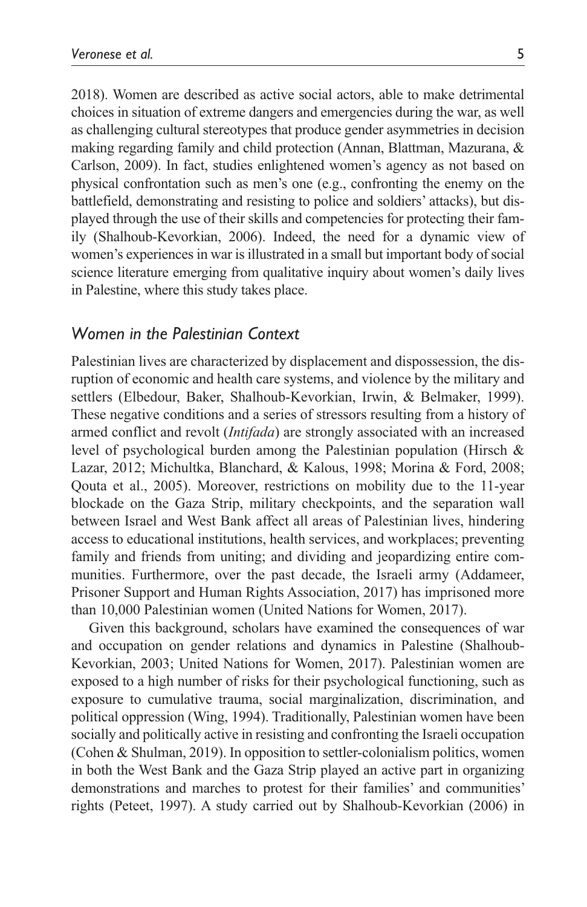2018). Women are described as active social actors, able to make detrimental choices in situation of extreme dangers and emergencies during the war, as well as challenging cultural stereotypes that produce gender asymmetries in decision making regarding family and child protection (Annan, Blattman, Mazurana, & Carlson, 2009). In fact, studies enlightened women's agency as not based on physical confrontation such as men's one (e.g., confronting the enemy on the battlefield, demonstrating and resisting to police and soldiers' attacks), but displayed through the use of their skills and competencies for protecting their family (Shalhoub-Kevorkian, 2006). Indeed, the need for a dynamic view of women's experiences in war is illustrated in a small but important body of social science literature emerging from qualitative inquiry about women's daily lives in Palestine, where this study takes place.

## *Women in the Palestinian Context*

Palestinian lives are characterized by displacement and dispossession, the disruption of economic and health care systems, and violence by the military and settlers (Elbedour, Baker, Shalhoub-Kevorkian, Irwin, & Belmaker, 1999). These negative conditions and a series of stressors resulting from a history of armed conflict and revolt (*Intifada*) are strongly associated with an increased level of psychological burden among the Palestinian population (Hirsch & Lazar, 2012; Michultka, Blanchard, & Kalous, 1998; Morina & Ford, 2008; Qouta et al., 2005). Moreover, restrictions on mobility due to the 11-year blockade on the Gaza Strip, military checkpoints, and the separation wall between Israel and West Bank affect all areas of Palestinian lives, hindering access to educational institutions, health services, and workplaces; preventing family and friends from uniting; and dividing and jeopardizing entire communities. Furthermore, over the past decade, the Israeli army (Addameer, Prisoner Support and Human Rights Association, 2017) has imprisoned more than 10,000 Palestinian women (United Nations for Women, 2017).

Given this background, scholars have examined the consequences of war and occupation on gender relations and dynamics in Palestine (Shalhoub-Kevorkian, 2003; United Nations for Women, 2017). Palestinian women are exposed to a high number of risks for their psychological functioning, such as exposure to cumulative trauma, social marginalization, discrimination, and political oppression (Wing, 1994). Traditionally, Palestinian women have been socially and politically active in resisting and confronting the Israeli occupation (Cohen & Shulman, 2019). In opposition to settler-colonialism politics, women in both the West Bank and the Gaza Strip played an active part in organizing demonstrations and marches to protest for their families' and communities' rights (Peteet, 1997). A study carried out by Shalhoub-Kevorkian (2006) in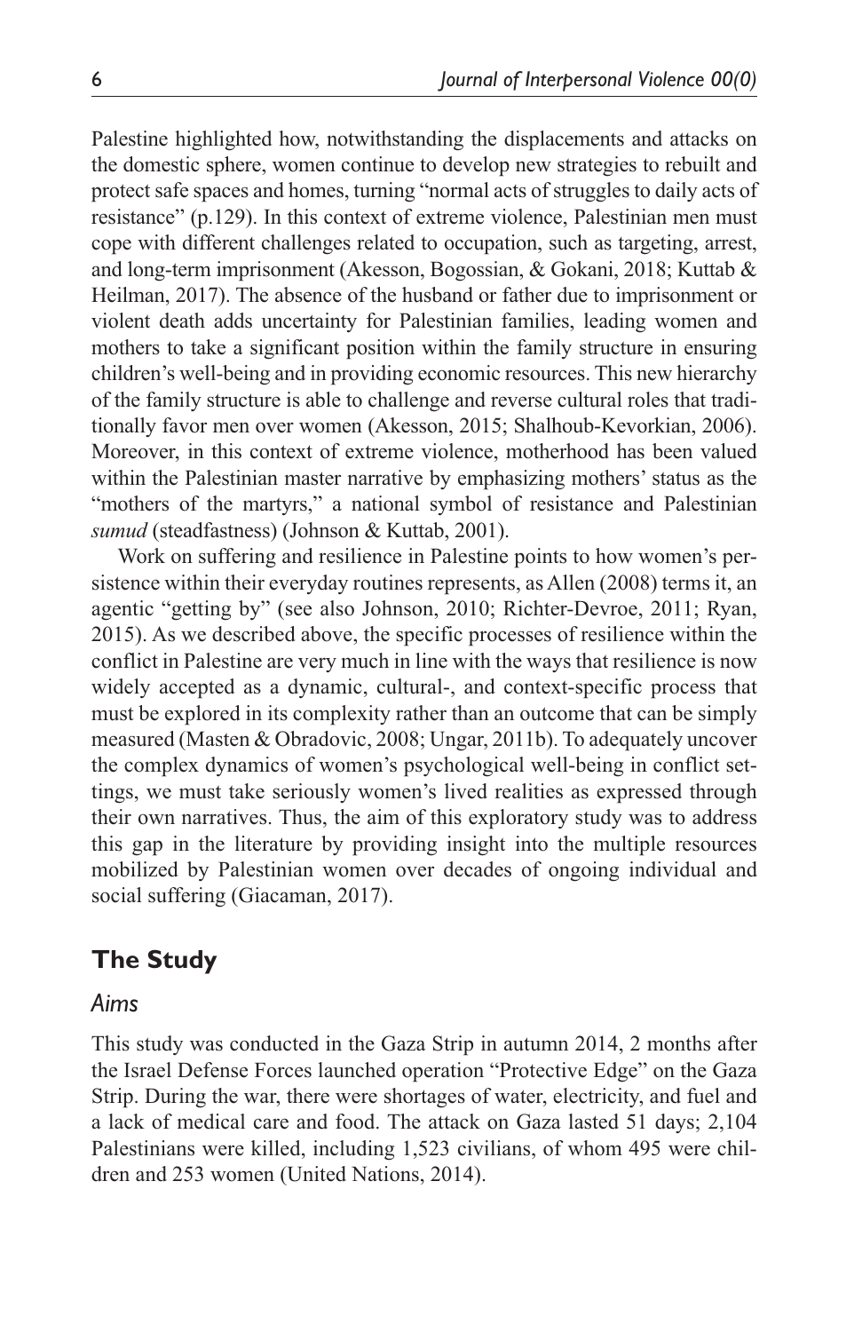Palestine highlighted how, notwithstanding the displacements and attacks on the domestic sphere, women continue to develop new strategies to rebuilt and protect safe spaces and homes, turning "normal acts of struggles to daily acts of resistance" (p.129). In this context of extreme violence, Palestinian men must cope with different challenges related to occupation, such as targeting, arrest, and long-term imprisonment (Akesson, Bogossian, & Gokani, 2018; Kuttab & Heilman, 2017). The absence of the husband or father due to imprisonment or violent death adds uncertainty for Palestinian families, leading women and mothers to take a significant position within the family structure in ensuring children's well-being and in providing economic resources. This new hierarchy of the family structure is able to challenge and reverse cultural roles that traditionally favor men over women (Akesson, 2015; Shalhoub-Kevorkian, 2006). Moreover, in this context of extreme violence, motherhood has been valued within the Palestinian master narrative by emphasizing mothers' status as the "mothers of the martyrs," a national symbol of resistance and Palestinian *sumud* (steadfastness) (Johnson & Kuttab, 2001).

Work on suffering and resilience in Palestine points to how women's persistence within their everyday routines represents, as Allen (2008) terms it, an agentic "getting by" (see also Johnson, 2010; Richter-Devroe, 2011; Ryan, 2015). As we described above, the specific processes of resilience within the conflict in Palestine are very much in line with the ways that resilience is now widely accepted as a dynamic, cultural-, and context-specific process that must be explored in its complexity rather than an outcome that can be simply measured (Masten & Obradovic, 2008; Ungar, 2011b). To adequately uncover the complex dynamics of women's psychological well-being in conflict settings, we must take seriously women's lived realities as expressed through their own narratives. Thus, the aim of this exploratory study was to address this gap in the literature by providing insight into the multiple resources mobilized by Palestinian women over decades of ongoing individual and social suffering (Giacaman, 2017).

## The Study

### *Aims*

This study was conducted in the Gaza Strip in autumn 2014, 2 months after the Israel Defense Forces launched operation "Protective Edge" on the Gaza Strip. During the war, there were shortages of water, electricity, and fuel and a lack of medical care and food. The attack on Gaza lasted 51 days; 2,104 Palestinians were killed, including 1,523 civilians, of whom 495 were children and 253 women (United Nations, 2014).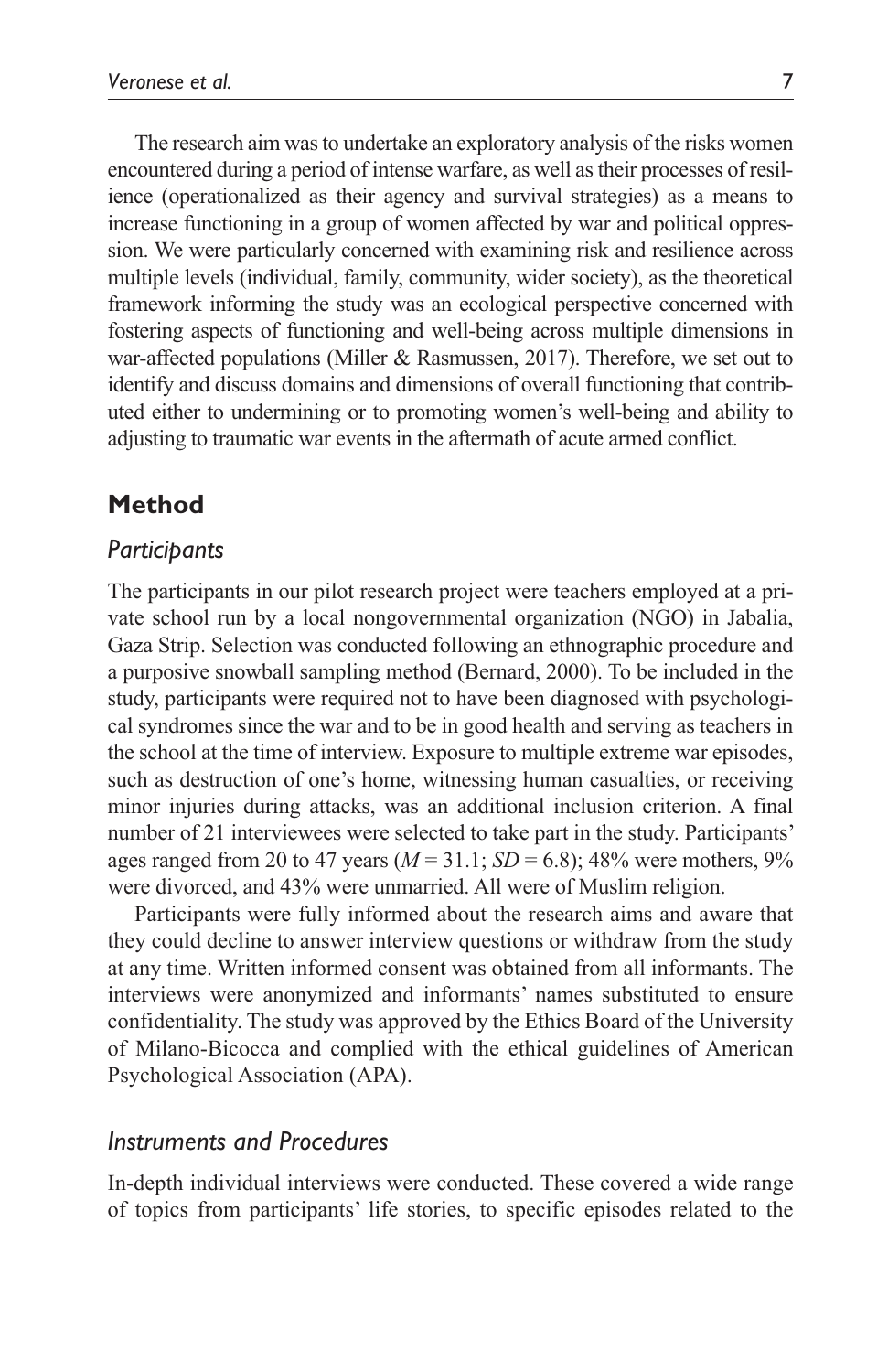The research aim was to undertake an exploratory analysis of the risks women encountered during a period of intense warfare, as well as their processes of resilience (operationalized as their agency and survival strategies) as a means to increase functioning in a group of women affected by war and political oppression. We were particularly concerned with examining risk and resilience across multiple levels (individual, family, community, wider society), as the theoretical framework informing the study was an ecological perspective concerned with fostering aspects of functioning and well-being across multiple dimensions in war-affected populations (Miller & Rasmussen, 2017). Therefore, we set out to identify and discuss domains and dimensions of overall functioning that contributed either to undermining or to promoting women's well-being and ability to adjusting to traumatic war events in the aftermath of acute armed conflict.

## Method

### *Participants*

The participants in our pilot research project were teachers employed at a private school run by a local nongovernmental organization (NGO) in Jabalia, Gaza Strip. Selection was conducted following an ethnographic procedure and a purposive snowball sampling method (Bernard, 2000). To be included in the study, participants were required not to have been diagnosed with psychological syndromes since the war and to be in good health and serving as teachers in the school at the time of interview. Exposure to multiple extreme war episodes, such as destruction of one's home, witnessing human casualties, or receiving minor injuries during attacks, was an additional inclusion criterion. A final number of 21 interviewees were selected to take part in the study. Participants' ages ranged from 20 to 47 years ($M = 31.1$; $SD = 6.8$); 48% were mothers, 9% were divorced, and 43% were unmarried. All were of Muslim religion.

Participants were fully informed about the research aims and aware that they could decline to answer interview questions or withdraw from the study at any time. Written informed consent was obtained from all informants. The interviews were anonymized and informants' names substituted to ensure confidentiality. The study was approved by the Ethics Board of the University of Milano-Bicocca and complied with the ethical guidelines of American Psychological Association (APA).

### *Instruments and Procedures*

In-depth individual interviews were conducted. These covered a wide range of topics from participants' life stories, to specific episodes related to the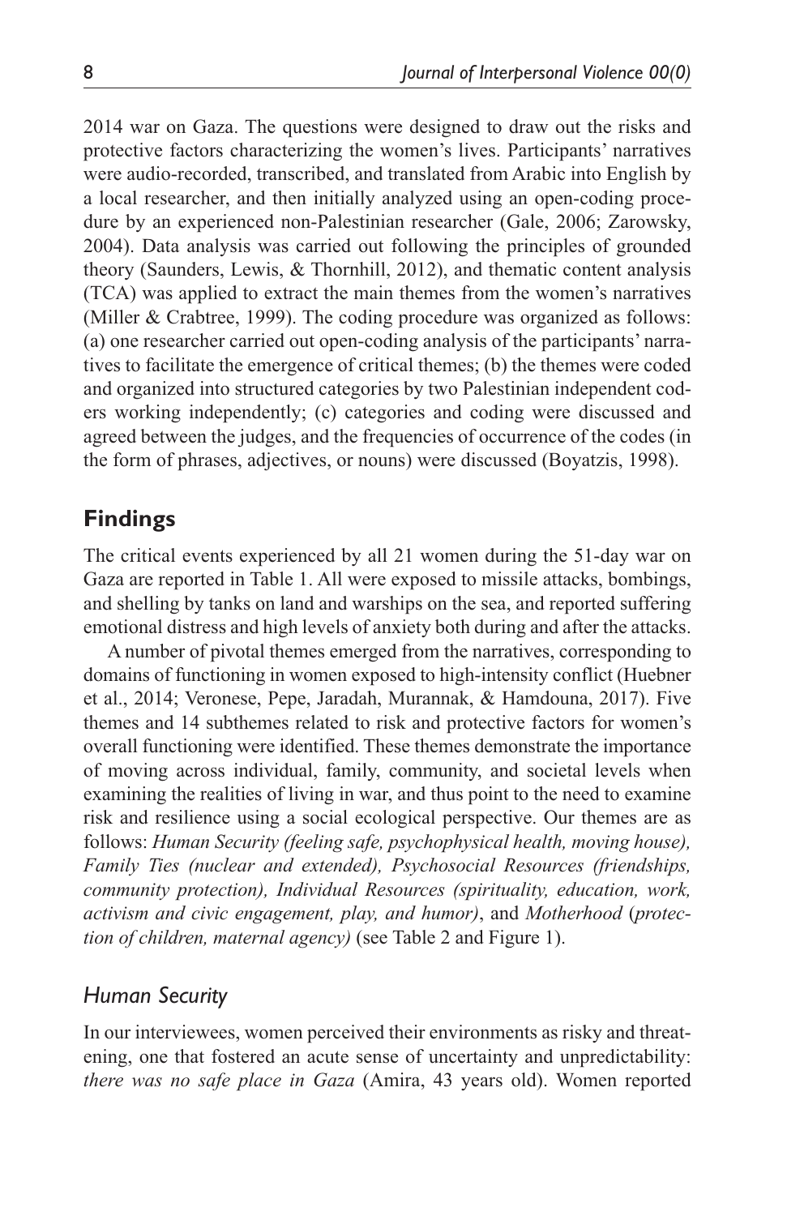2014 war on Gaza. The questions were designed to draw out the risks and protective factors characterizing the women's lives. Participants' narratives were audio-recorded, transcribed, and translated from Arabic into English by a local researcher, and then initially analyzed using an open-coding procedure by an experienced non-Palestinian researcher (Gale, 2006; Zarowsky, 2004). Data analysis was carried out following the principles of grounded theory (Saunders, Lewis, & Thornhill, 2012), and thematic content analysis (TCA) was applied to extract the main themes from the women's narratives (Miller & Crabtree, 1999). The coding procedure was organized as follows: (a) one researcher carried out open-coding analysis of the participants' narratives to facilitate the emergence of critical themes; (b) the themes were coded and organized into structured categories by two Palestinian independent coders working independently; (c) categories and coding were discussed and agreed between the judges, and the frequencies of occurrence of the codes (in the form of phrases, adjectives, or nouns) were discussed (Boyatzis, 1998).

## Findings

The critical events experienced by all 21 women during the 51-day war on Gaza are reported in Table 1. All were exposed to missile attacks, bombings, and shelling by tanks on land and warships on the sea, and reported suffering emotional distress and high levels of anxiety both during and after the attacks.

A number of pivotal themes emerged from the narratives, corresponding to domains of functioning in women exposed to high-intensity conflict (Huebner et al., 2014; Veronese, Pepe, Jaradah, Murannak, & Hamdouna, 2017). Five themes and 14 subthemes related to risk and protective factors for women's overall functioning were identified. These themes demonstrate the importance of moving across individual, family, community, and societal levels when examining the realities of living in war, and thus point to the need to examine risk and resilience using a social ecological perspective. Our themes are as follows: *Human Security (feeling safe, psychophysical health, moving house), Family Ties (nuclear and extended), Psychosocial Resources (friendships, community protection), Individual Resources (spirituality, education, work, activism and civic engagement, play, and humor)*, and *Motherhood* (*protection of children, maternal agency)* (see Table 2 and Figure 1).

### *Human Security*

In our interviewees, women perceived their environments as risky and threatening, one that fostered an acute sense of uncertainty and unpredictability: *there was no safe place in Gaza* (Amira, 43 years old). Women reported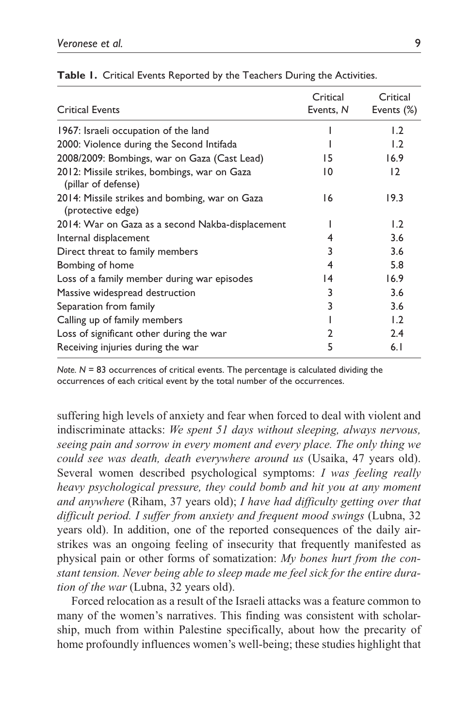**Table 1.** Critical Events Reported by the Teachers During the Activities.

| Critical Events | Critical Events, *N* | Critical Events (%) |
|---|---|---|
| 1967: Israeli occupation of the land | 1 | 1.2 |
| 2000: Violence during the Second Intifada | 1 | 1.2 |
| 2008/2009: Bombings, war on Gaza (Cast Lead) | 15 | 16.9 |
| 2012: Missile strikes, bombings, war on Gaza (pillar of defense) | 10 | 12 |
| 2014: Missile strikes and bombing, war on Gaza (protective edge) | 16 | 19.3 |
| 2014: War on Gaza as a second Nakba-displacement | 1 | 1.2 |
| Internal displacement | 4 | 3.6 |
| Direct threat to family members | 3 | 3.6 |
| Bombing of home | 4 | 5.8 |
| Loss of a family member during war episodes | 14 | 16.9 |
| Massive widespread destruction | 3 | 3.6 |
| Separation from family | 3 | 3.6 |
| Calling up of family members | 1 | 1.2 |
| Loss of significant other during the war | 2 | 2.4 |
| Receiving injuries during the war | 5 | 6.1 |

*Note. N* = 83 occurrences of critical events. The percentage is calculated dividing the occurrences of each critical event by the total number of the occurrences.

suffering high levels of anxiety and fear when forced to deal with violent and indiscriminate attacks: *We spent 51 days without sleeping, always nervous, seeing pain and sorrow in every moment and every place. The only thing we could see was death, death everywhere around us* (Usaika, 47 years old). Several women described psychological symptoms: *I was feeling really heavy psychological pressure, they could bomb and hit you at any moment and anywhere* (Riham, 37 years old); *I have had difficulty getting over that difficult period. I suffer from anxiety and frequent mood swings* (Lubna, 32 years old). In addition, one of the reported consequences of the daily airstrikes was an ongoing feeling of insecurity that frequently manifested as physical pain or other forms of somatization: *My bones hurt from the constant tension. Never being able to sleep made me feel sick for the entire duration of the war* (Lubna, 32 years old).

Forced relocation as a result of the Israeli attacks was a feature common to many of the women's narratives. This finding was consistent with scholarship, much from within Palestine specifically, about how the precarity of home profoundly influences women's well-being; these studies highlight that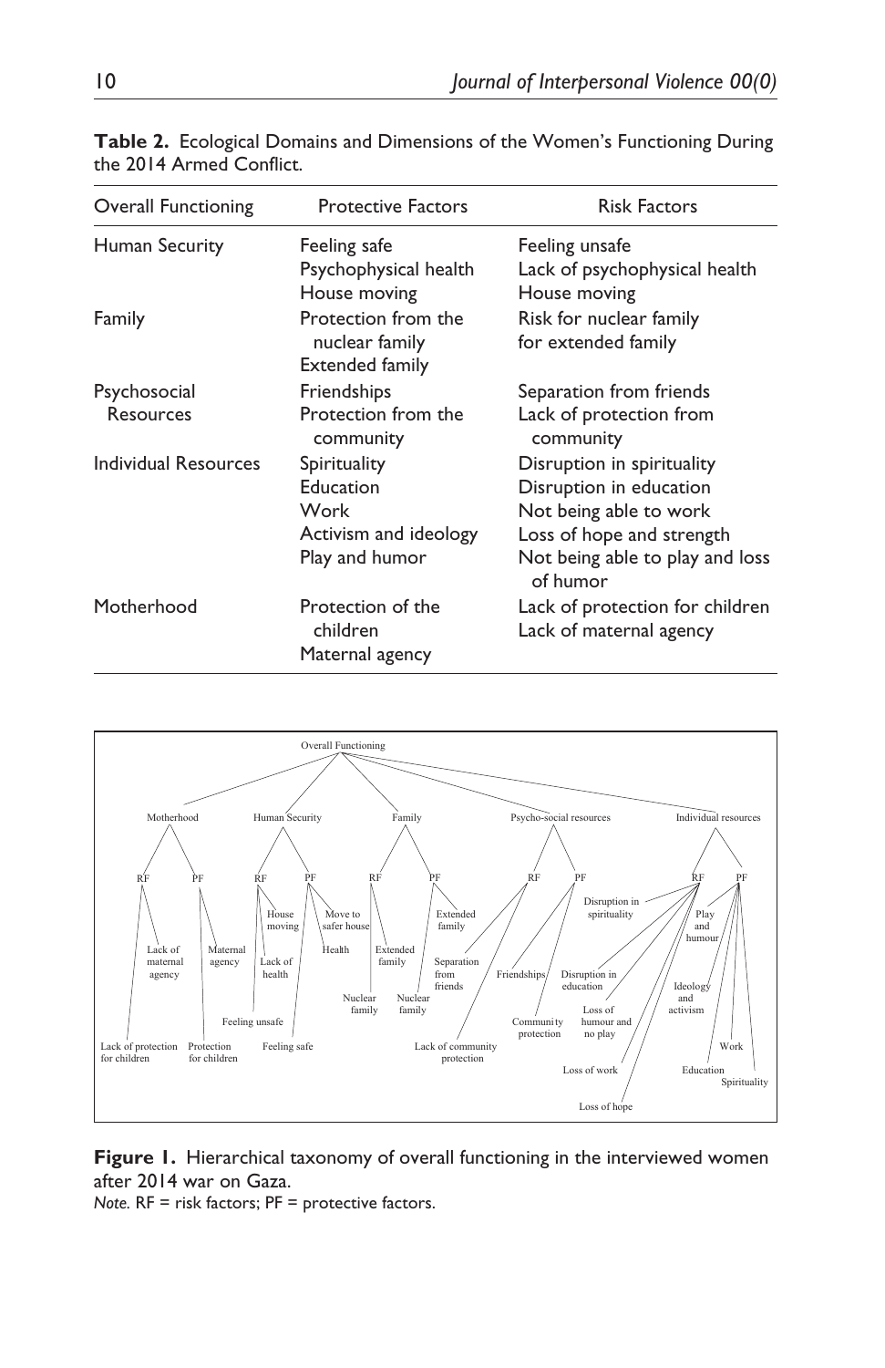**Table 2.** Ecological Domains and Dimensions of the Women's Functioning During the 2014 Armed Conflict.

| Overall Functioning | Protective Factors | Risk Factors |
| --- | --- | --- |
| Human Security | Feeling safe<br>Psychophysical health<br>House moving | Feeling unsafe<br>Lack of psychophysical health<br>House moving |
| Family | Protection from the nuclear family<br>Extended family | Risk for nuclear family<br>for extended family |
| Psychosocial Resources | Friendships<br>Protection from the community | Separation from friends<br>Lack of protection from community |
| Individual Resources | Spirituality<br>Education<br>Work<br>Activism and ideology<br>Play and humor | Disruption in spirituality<br>Disruption in education<br>Not being able to work<br>Loss of hope and strength<br>Not being able to play and loss of humor |
| Motherhood | Protection of the children<br>Maternal agency | Lack of protection for children<br>Lack of maternal agency |

**Figure 1.** Hierarchical taxonomy of overall functioning in the interviewed women after 2014 war on Gaza.

*Note.* RF = risk factors; PF = protective factors.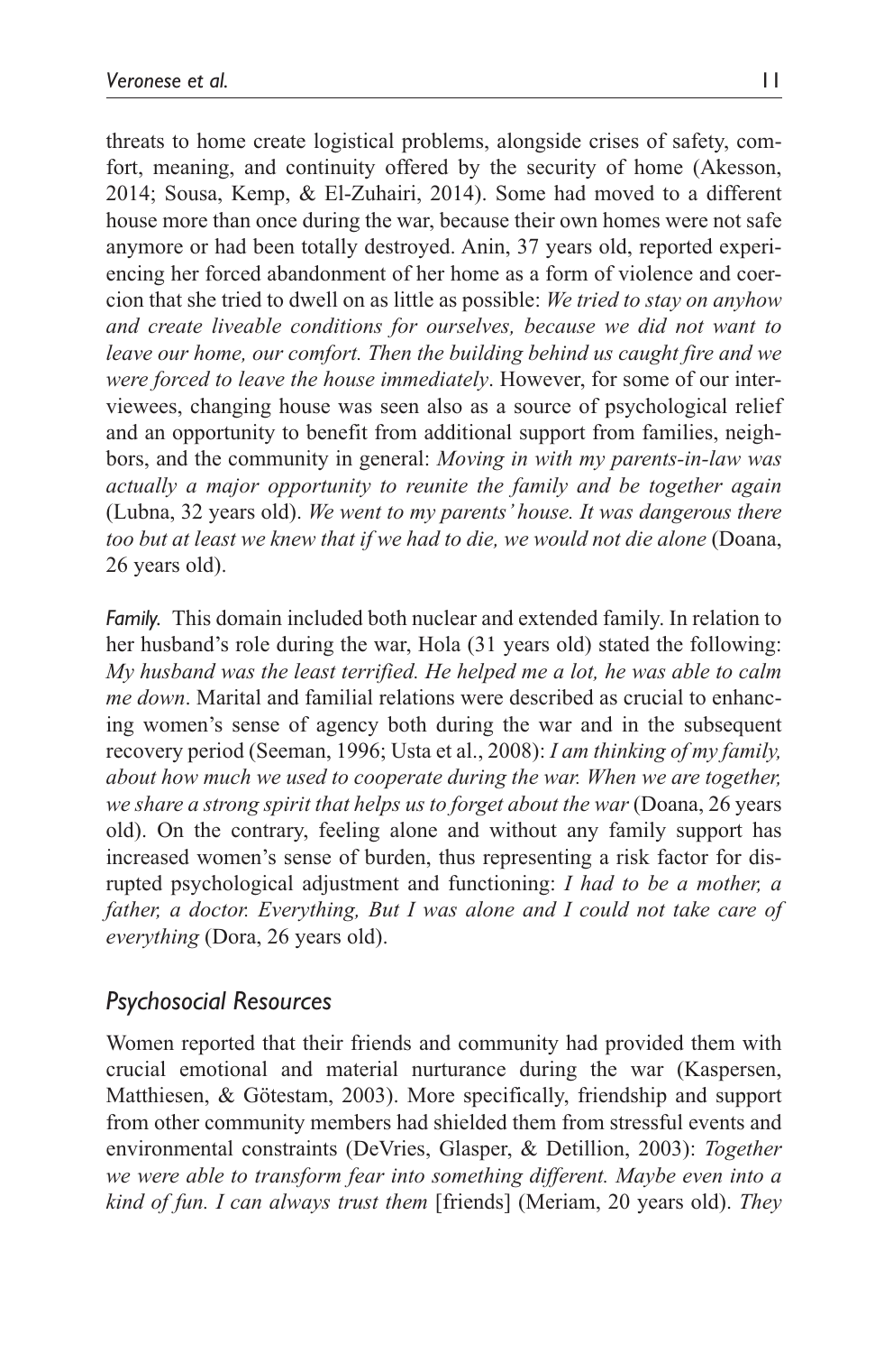threats to home create logistical problems, alongside crises of safety, comfort, meaning, and continuity offered by the security of home (Akesson, 2014; Sousa, Kemp, & El-Zuhairi, 2014). Some had moved to a different house more than once during the war, because their own homes were not safe anymore or had been totally destroyed. Anin, 37 years old, reported experiencing her forced abandonment of her home as a form of violence and coercion that she tried to dwell on as little as possible: *We tried to stay on anyhow and create liveable conditions for ourselves, because we did not want to leave our home, our comfort. Then the building behind us caught fire and we were forced to leave the house immediately*. However, for some of our interviewees, changing house was seen also as a source of psychological relief and an opportunity to benefit from additional support from families, neighbors, and the community in general: *Moving in with my parents-in-law was actually a major opportunity to reunite the family and be together again* (Lubna, 32 years old). *We went to my parents' house. It was dangerous there too but at least we knew that if we had to die, we would not die alone* (Doana, 26 years old).

*Family.* This domain included both nuclear and extended family. In relation to her husband's role during the war, Hola (31 years old) stated the following: *My husband was the least terrified. He helped me a lot, he was able to calm me down*. Marital and familial relations were described as crucial to enhancing women's sense of agency both during the war and in the subsequent recovery period (Seeman, 1996; Usta et al., 2008): *I am thinking of my family, about how much we used to cooperate during the war. When we are together, we share a strong spirit that helps us to forget about the war* (Doana, 26 years old). On the contrary, feeling alone and without any family support has increased women's sense of burden, thus representing a risk factor for disrupted psychological adjustment and functioning: *I had to be a mother, a father, a doctor. Everything, But I was alone and I could not take care of everything* (Dora, 26 years old).

## *Psychosocial Resources*

Women reported that their friends and community had provided them with crucial emotional and material nurturance during the war (Kaspersen, Matthiesen, & Götestam, 2003). More specifically, friendship and support from other community members had shielded them from stressful events and environmental constraints (DeVries, Glasper, & Detillion, 2003): *Together we were able to transform fear into something different. Maybe even into a kind of fun. I can always trust them* [friends] (Meriam, 20 years old). *They*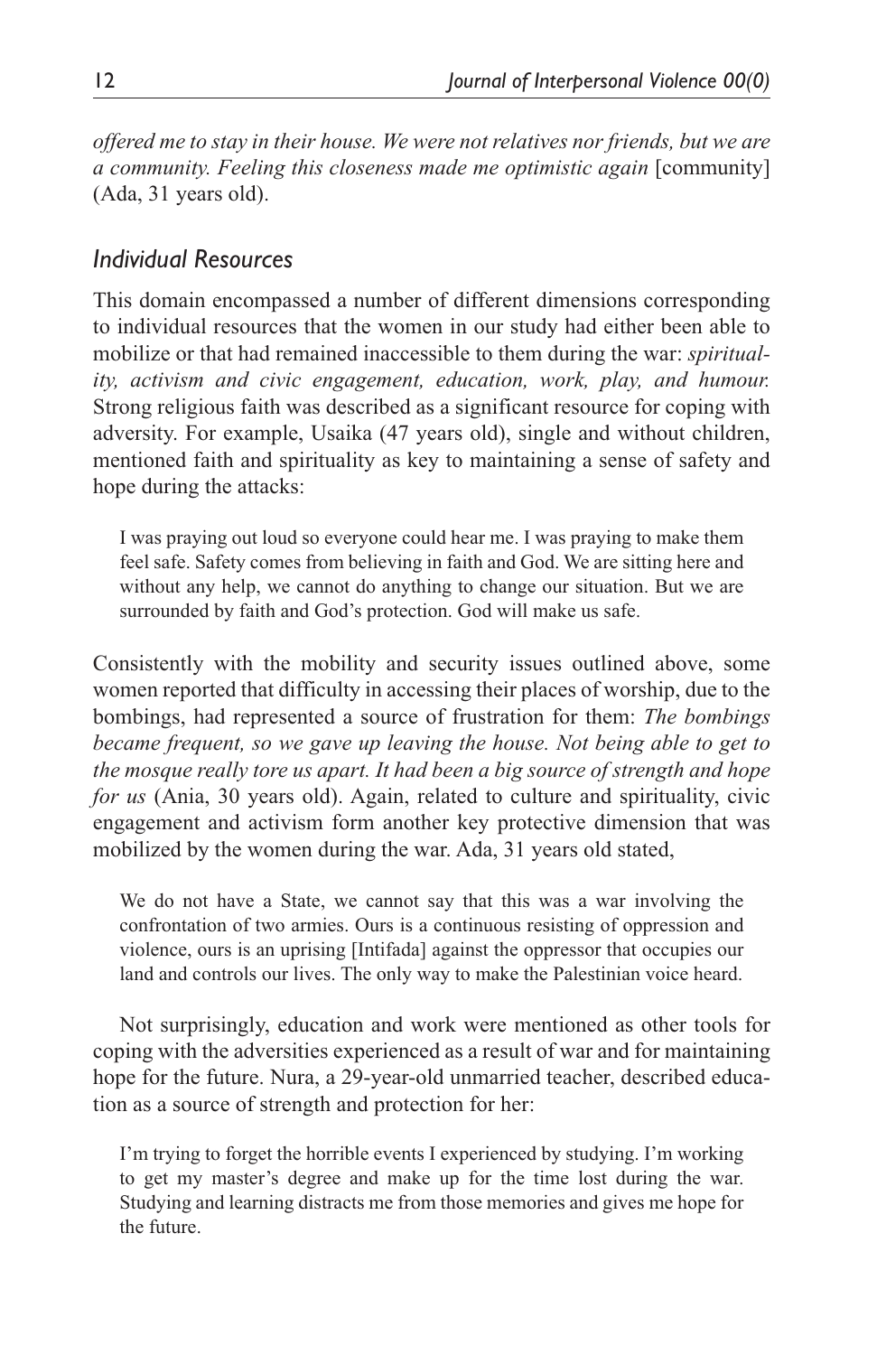*offered me to stay in their house. We were not relatives nor friends, but we are a community. Feeling this closeness made me optimistic again* [community] (Ada, 31 years old).

### *Individual Resources*

This domain encompassed a number of different dimensions corresponding to individual resources that the women in our study had either been able to mobilize or that had remained inaccessible to them during the war: *spirituality, activism and civic engagement, education, work, play, and humour.* Strong religious faith was described as a significant resource for coping with adversity. For example, Usaika (47 years old), single and without children, mentioned faith and spirituality as key to maintaining a sense of safety and hope during the attacks:

> I was praying out loud so everyone could hear me. I was praying to make them feel safe. Safety comes from believing in faith and God. We are sitting here and without any help, we cannot do anything to change our situation. But we are surrounded by faith and God's protection. God will make us safe.

Consistently with the mobility and security issues outlined above, some women reported that difficulty in accessing their places of worship, due to the bombings, had represented a source of frustration for them: *The bombings became frequent, so we gave up leaving the house. Not being able to get to the mosque really tore us apart. It had been a big source of strength and hope for us* (Ania, 30 years old). Again, related to culture and spirituality, civic engagement and activism form another key protective dimension that was mobilized by the women during the war. Ada, 31 years old stated,

> We do not have a State, we cannot say that this was a war involving the confrontation of two armies. Ours is a continuous resisting of oppression and violence, ours is an uprising [Intifada] against the oppressor that occupies our land and controls our lives. The only way to make the Palestinian voice heard.

Not surprisingly, education and work were mentioned as other tools for coping with the adversities experienced as a result of war and for maintaining hope for the future. Nura, a 29-year-old unmarried teacher, described education as a source of strength and protection for her:

> I'm trying to forget the horrible events I experienced by studying. I'm working to get my master's degree and make up for the time lost during the war. Studying and learning distracts me from those memories and gives me hope for the future.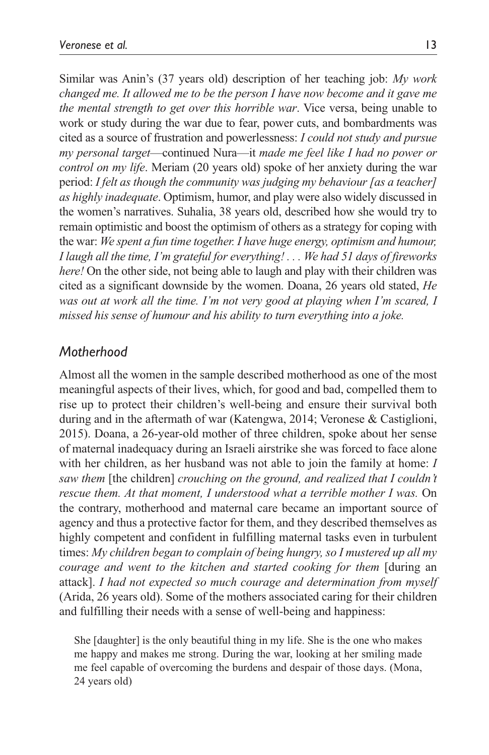Similar was Anin's (37 years old) description of her teaching job: *My work changed me. It allowed me to be the person I have now become and it gave me the mental strength to get over this horrible war*. Vice versa, being unable to work or study during the war due to fear, power cuts, and bombardments was cited as a source of frustration and powerlessness: *I could not study and pursue my personal target*—continued Nura—it *made me feel like I had no power or control on my life*. Meriam (20 years old) spoke of her anxiety during the war period: *I felt as though the community was judging my behaviour [as a teacher] as highly inadequate*. Optimism, humor, and play were also widely discussed in the women's narratives. Suhalia, 38 years old, described how she would try to remain optimistic and boost the optimism of others as a strategy for coping with the war: *We spent a fun time together. I have huge energy, optimism and humour, I laugh all the time, I'm grateful for everything! . . . We had 51 days of fireworks here!* On the other side, not being able to laugh and play with their children was cited as a significant downside by the women. Doana, 26 years old stated, *He was out at work all the time. I'm not very good at playing when I'm scared, I missed his sense of humour and his ability to turn everything into a joke.*

## *Motherhood*

Almost all the women in the sample described motherhood as one of the most meaningful aspects of their lives, which, for good and bad, compelled them to rise up to protect their children's well-being and ensure their survival both during and in the aftermath of war (Katengwa, 2014; Veronese & Castiglioni, 2015). Doana, a 26-year-old mother of three children, spoke about her sense of maternal inadequacy during an Israeli airstrike she was forced to face alone with her children, as her husband was not able to join the family at home: *I saw them* [the children] *crouching on the ground, and realized that I couldn't rescue them. At that moment, I understood what a terrible mother I was.* On the contrary, motherhood and maternal care became an important source of agency and thus a protective factor for them, and they described themselves as highly competent and confident in fulfilling maternal tasks even in turbulent times: *My children began to complain of being hungry, so I mustered up all my courage and went to the kitchen and started cooking for them* [during an attack]. *I had not expected so much courage and determination from myself* (Arida, 26 years old). Some of the mothers associated caring for their children and fulfilling their needs with a sense of well-being and happiness:

> She [daughter] is the only beautiful thing in my life. She is the one who makes me happy and makes me strong. During the war, looking at her smiling made me feel capable of overcoming the burdens and despair of those days. (Mona, 24 years old)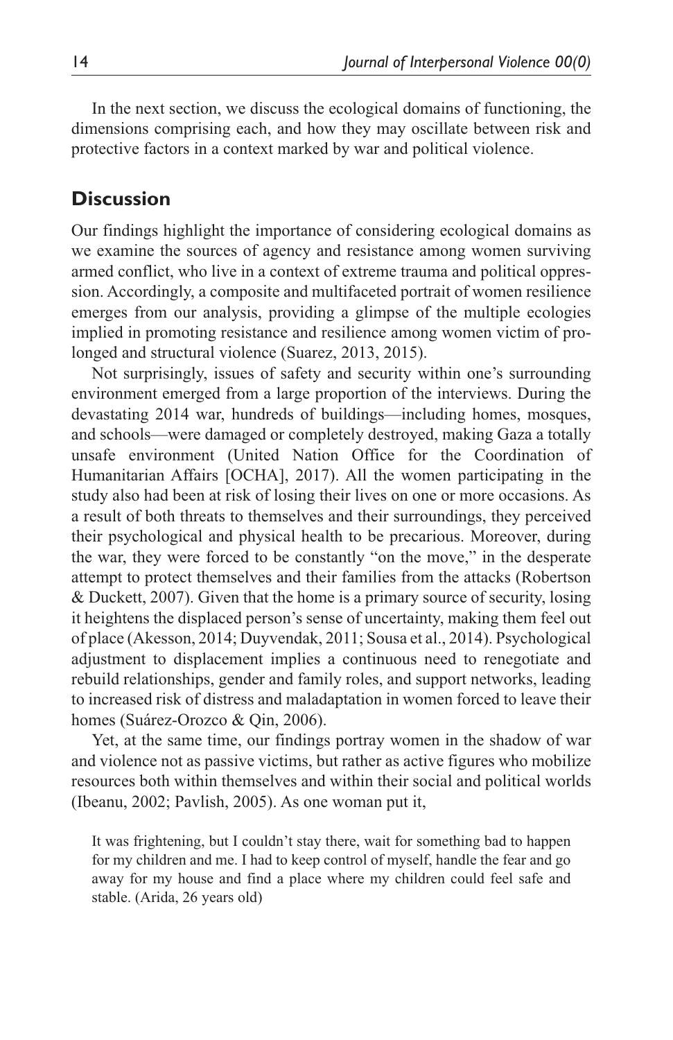In the next section, we discuss the ecological domains of functioning, the dimensions comprising each, and how they may oscillate between risk and protective factors in a context marked by war and political violence.

## Discussion

Our findings highlight the importance of considering ecological domains as we examine the sources of agency and resistance among women surviving armed conflict, who live in a context of extreme trauma and political oppression. Accordingly, a composite and multifaceted portrait of women resilience emerges from our analysis, providing a glimpse of the multiple ecologies implied in promoting resistance and resilience among women victim of prolonged and structural violence (Suarez, 2013, 2015).

Not surprisingly, issues of safety and security within one's surrounding environment emerged from a large proportion of the interviews. During the devastating 2014 war, hundreds of buildings—including homes, mosques, and schools—were damaged or completely destroyed, making Gaza a totally unsafe environment (United Nation Office for the Coordination of Humanitarian Affairs [OCHA], 2017). All the women participating in the study also had been at risk of losing their lives on one or more occasions. As a result of both threats to themselves and their surroundings, they perceived their psychological and physical health to be precarious. Moreover, during the war, they were forced to be constantly "on the move," in the desperate attempt to protect themselves and their families from the attacks (Robertson & Duckett, 2007). Given that the home is a primary source of security, losing it heightens the displaced person's sense of uncertainty, making them feel out of place (Akesson, 2014; Duyvendak, 2011; Sousa et al., 2014). Psychological adjustment to displacement implies a continuous need to renegotiate and rebuild relationships, gender and family roles, and support networks, leading to increased risk of distress and maladaptation in women forced to leave their homes (Suárez-Orozco & Qin, 2006).

Yet, at the same time, our findings portray women in the shadow of war and violence not as passive victims, but rather as active figures who mobilize resources both within themselves and within their social and political worlds (Ibeanu, 2002; Pavlish, 2005). As one woman put it,

> It was frightening, but I couldn't stay there, wait for something bad to happen for my children and me. I had to keep control of myself, handle the fear and go away for my house and find a place where my children could feel safe and stable. (Arida, 26 years old)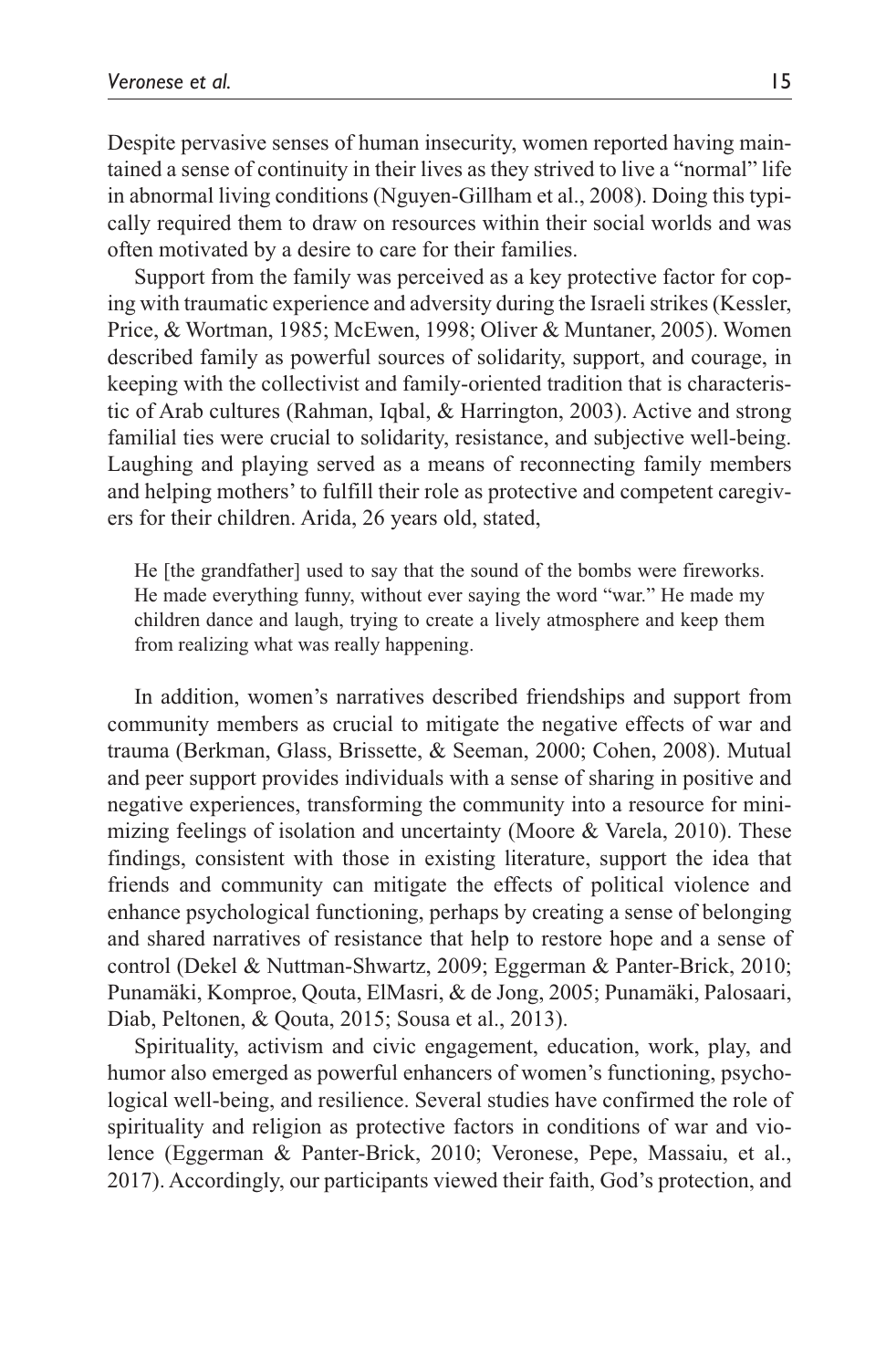Despite pervasive senses of human insecurity, women reported having maintained a sense of continuity in their lives as they strived to live a "normal" life in abnormal living conditions (Nguyen-Gillham et al., 2008). Doing this typically required them to draw on resources within their social worlds and was often motivated by a desire to care for their families.

Support from the family was perceived as a key protective factor for coping with traumatic experience and adversity during the Israeli strikes (Kessler, Price, & Wortman, 1985; McEwen, 1998; Oliver & Muntaner, 2005). Women described family as powerful sources of solidarity, support, and courage, in keeping with the collectivist and family-oriented tradition that is characteristic of Arab cultures (Rahman, Iqbal, & Harrington, 2003). Active and strong familial ties were crucial to solidarity, resistance, and subjective well-being. Laughing and playing served as a means of reconnecting family members and helping mothers' to fulfill their role as protective and competent caregivers for their children. Arida, 26 years old, stated,

> He [the grandfather] used to say that the sound of the bombs were fireworks. He made everything funny, without ever saying the word "war." He made my children dance and laugh, trying to create a lively atmosphere and keep them from realizing what was really happening.

In addition, women's narratives described friendships and support from community members as crucial to mitigate the negative effects of war and trauma (Berkman, Glass, Brissette, & Seeman, 2000; Cohen, 2008). Mutual and peer support provides individuals with a sense of sharing in positive and negative experiences, transforming the community into a resource for minimizing feelings of isolation and uncertainty (Moore & Varela, 2010). These findings, consistent with those in existing literature, support the idea that friends and community can mitigate the effects of political violence and enhance psychological functioning, perhaps by creating a sense of belonging and shared narratives of resistance that help to restore hope and a sense of control (Dekel & Nuttman-Shwartz, 2009; Eggerman & Panter-Brick, 2010; Punamäki, Komproe, Qouta, ElMasri, & de Jong, 2005; Punamäki, Palosaari, Diab, Peltonen, & Qouta, 2015; Sousa et al., 2013).

Spirituality, activism and civic engagement, education, work, play, and humor also emerged as powerful enhancers of women's functioning, psychological well-being, and resilience. Several studies have confirmed the role of spirituality and religion as protective factors in conditions of war and violence (Eggerman & Panter-Brick, 2010; Veronese, Pepe, Massaiu, et al., 2017). Accordingly, our participants viewed their faith, God's protection, and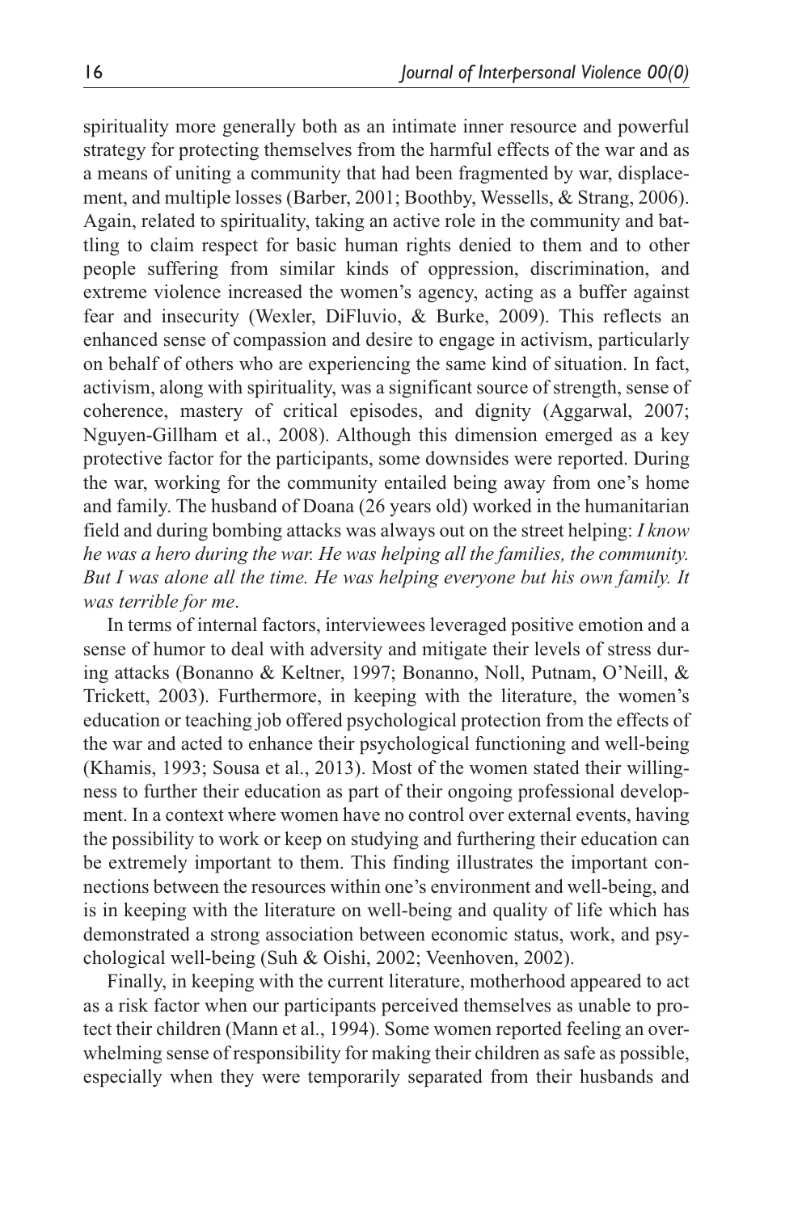spirituality more generally both as an intimate inner resource and powerful strategy for protecting themselves from the harmful effects of the war and as a means of uniting a community that had been fragmented by war, displacement, and multiple losses (Barber, 2001; Boothby, Wessells, & Strang, 2006). Again, related to spirituality, taking an active role in the community and battling to claim respect for basic human rights denied to them and to other people suffering from similar kinds of oppression, discrimination, and extreme violence increased the women's agency, acting as a buffer against fear and insecurity (Wexler, DiFluvio, & Burke, 2009). This reflects an enhanced sense of compassion and desire to engage in activism, particularly on behalf of others who are experiencing the same kind of situation. In fact, activism, along with spirituality, was a significant source of strength, sense of coherence, mastery of critical episodes, and dignity (Aggarwal, 2007; Nguyen-Gillham et al., 2008). Although this dimension emerged as a key protective factor for the participants, some downsides were reported. During the war, working for the community entailed being away from one's home and family. The husband of Doana (26 years old) worked in the humanitarian field and during bombing attacks was always out on the street helping: *I know he was a hero during the war. He was helping all the families, the community. But I was alone all the time. He was helping everyone but his own family. It was terrible for me*.

In terms of internal factors, interviewees leveraged positive emotion and a sense of humor to deal with adversity and mitigate their levels of stress during attacks (Bonanno & Keltner, 1997; Bonanno, Noll, Putnam, O'Neill, & Trickett, 2003). Furthermore, in keeping with the literature, the women's education or teaching job offered psychological protection from the effects of the war and acted to enhance their psychological functioning and well-being (Khamis, 1993; Sousa et al., 2013). Most of the women stated their willingness to further their education as part of their ongoing professional development. In a context where women have no control over external events, having the possibility to work or keep on studying and furthering their education can be extremely important to them. This finding illustrates the important connections between the resources within one's environment and well-being, and is in keeping with the literature on well-being and quality of life which has demonstrated a strong association between economic status, work, and psychological well-being (Suh & Oishi, 2002; Veenhoven, 2002).

Finally, in keeping with the current literature, motherhood appeared to act as a risk factor when our participants perceived themselves as unable to protect their children (Mann et al., 1994). Some women reported feeling an overwhelming sense of responsibility for making their children as safe as possible, especially when they were temporarily separated from their husbands and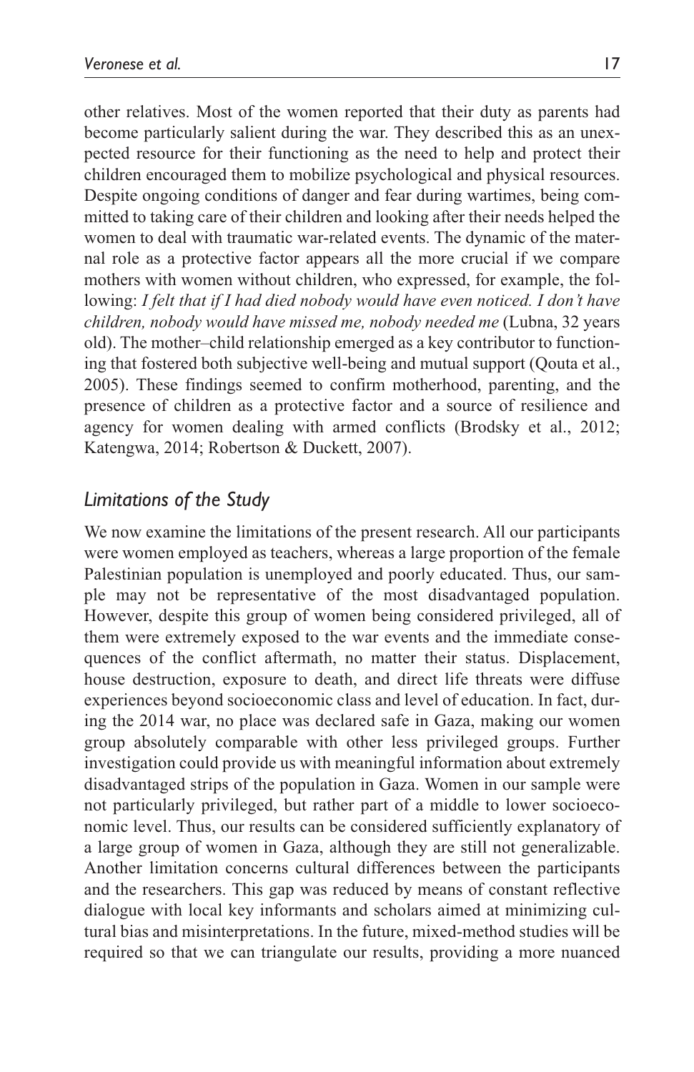other relatives. Most of the women reported that their duty as parents had become particularly salient during the war. They described this as an unexpected resource for their functioning as the need to help and protect their children encouraged them to mobilize psychological and physical resources. Despite ongoing conditions of danger and fear during wartimes, being committed to taking care of their children and looking after their needs helped the women to deal with traumatic war-related events. The dynamic of the maternal role as a protective factor appears all the more crucial if we compare mothers with women without children, who expressed, for example, the following: *I felt that if I had died nobody would have even noticed. I don't have children, nobody would have missed me, nobody needed me* (Lubna, 32 years old). The mother–child relationship emerged as a key contributor to functioning that fostered both subjective well-being and mutual support (Qouta et al., 2005). These findings seemed to confirm motherhood, parenting, and the presence of children as a protective factor and a source of resilience and agency for women dealing with armed conflicts (Brodsky et al., 2012; Katengwa, 2014; Robertson & Duckett, 2007).

## *Limitations of the Study*

We now examine the limitations of the present research. All our participants were women employed as teachers, whereas a large proportion of the female Palestinian population is unemployed and poorly educated. Thus, our sample may not be representative of the most disadvantaged population. However, despite this group of women being considered privileged, all of them were extremely exposed to the war events and the immediate consequences of the conflict aftermath, no matter their status. Displacement, house destruction, exposure to death, and direct life threats were diffuse experiences beyond socioeconomic class and level of education. In fact, during the 2014 war, no place was declared safe in Gaza, making our women group absolutely comparable with other less privileged groups. Further investigation could provide us with meaningful information about extremely disadvantaged strips of the population in Gaza. Women in our sample were not particularly privileged, but rather part of a middle to lower socioeconomic level. Thus, our results can be considered sufficiently explanatory of a large group of women in Gaza, although they are still not generalizable. Another limitation concerns cultural differences between the participants and the researchers. This gap was reduced by means of constant reflective dialogue with local key informants and scholars aimed at minimizing cultural bias and misinterpretations. In the future, mixed-method studies will be required so that we can triangulate our results, providing a more nuanced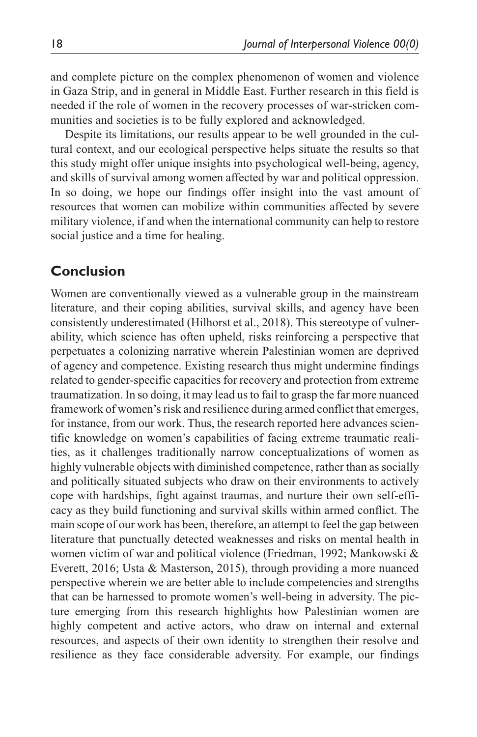and complete picture on the complex phenomenon of women and violence in Gaza Strip, and in general in Middle East. Further research in this field is needed if the role of women in the recovery processes of war-stricken communities and societies is to be fully explored and acknowledged.

Despite its limitations, our results appear to be well grounded in the cultural context, and our ecological perspective helps situate the results so that this study might offer unique insights into psychological well-being, agency, and skills of survival among women affected by war and political oppression. In so doing, we hope our findings offer insight into the vast amount of resources that women can mobilize within communities affected by severe military violence, if and when the international community can help to restore social justice and a time for healing.

## Conclusion

Women are conventionally viewed as a vulnerable group in the mainstream literature, and their coping abilities, survival skills, and agency have been consistently underestimated (Hilhorst et al., 2018). This stereotype of vulnerability, which science has often upheld, risks reinforcing a perspective that perpetuates a colonizing narrative wherein Palestinian women are deprived of agency and competence. Existing research thus might undermine findings related to gender-specific capacities for recovery and protection from extreme traumatization. In so doing, it may lead us to fail to grasp the far more nuanced framework of women's risk and resilience during armed conflict that emerges, for instance, from our work. Thus, the research reported here advances scientific knowledge on women's capabilities of facing extreme traumatic realities, as it challenges traditionally narrow conceptualizations of women as highly vulnerable objects with diminished competence, rather than as socially and politically situated subjects who draw on their environments to actively cope with hardships, fight against traumas, and nurture their own self-efficacy as they build functioning and survival skills within armed conflict. The main scope of our work has been, therefore, an attempt to feel the gap between literature that punctually detected weaknesses and risks on mental health in women victim of war and political violence (Friedman, 1992; Mankowski & Everett, 2016; Usta & Masterson, 2015), through providing a more nuanced perspective wherein we are better able to include competencies and strengths that can be harnessed to promote women's well-being in adversity. The picture emerging from this research highlights how Palestinian women are highly competent and active actors, who draw on internal and external resources, and aspects of their own identity to strengthen their resolve and resilience as they face considerable adversity. For example, our findings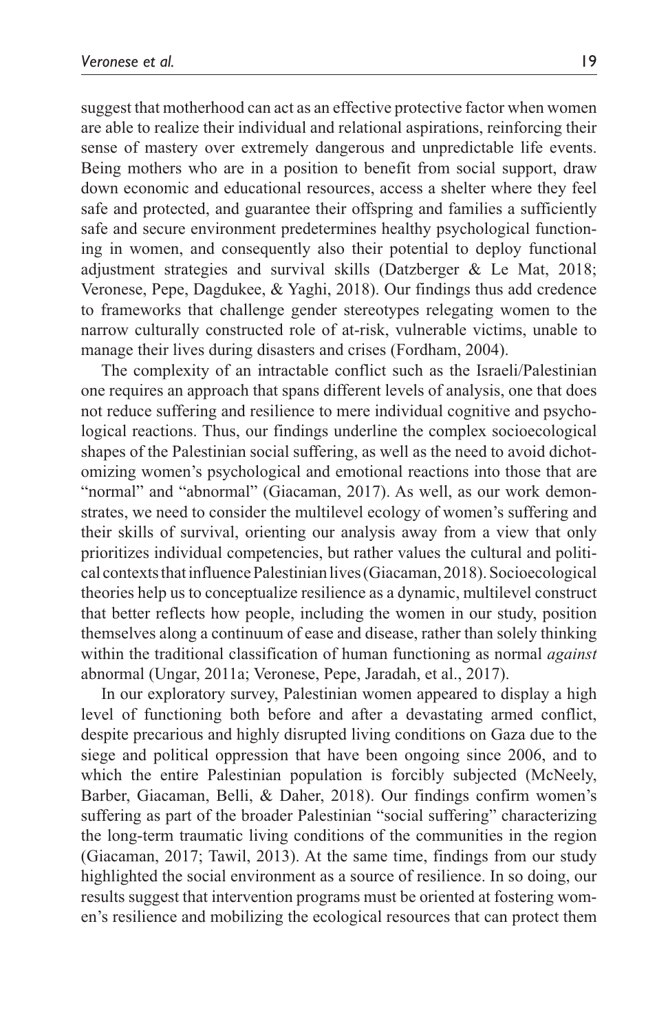suggest that motherhood can act as an effective protective factor when women are able to realize their individual and relational aspirations, reinforcing their sense of mastery over extremely dangerous and unpredictable life events. Being mothers who are in a position to benefit from social support, draw down economic and educational resources, access a shelter where they feel safe and protected, and guarantee their offspring and families a sufficiently safe and secure environment predetermines healthy psychological functioning in women, and consequently also their potential to deploy functional adjustment strategies and survival skills (Datzberger & Le Mat, 2018; Veronese, Pepe, Dagdukee, & Yaghi, 2018). Our findings thus add credence to frameworks that challenge gender stereotypes relegating women to the narrow culturally constructed role of at-risk, vulnerable victims, unable to manage their lives during disasters and crises (Fordham, 2004).

The complexity of an intractable conflict such as the Israeli/Palestinian one requires an approach that spans different levels of analysis, one that does not reduce suffering and resilience to mere individual cognitive and psychological reactions. Thus, our findings underline the complex socioecological shapes of the Palestinian social suffering, as well as the need to avoid dichotomizing women's psychological and emotional reactions into those that are "normal" and "abnormal" (Giacaman, 2017). As well, as our work demonstrates, we need to consider the multilevel ecology of women's suffering and their skills of survival, orienting our analysis away from a view that only prioritizes individual competencies, but rather values the cultural and political contexts that influence Palestinian lives (Giacaman, 2018). Socioecological theories help us to conceptualize resilience as a dynamic, multilevel construct that better reflects how people, including the women in our study, position themselves along a continuum of ease and disease, rather than solely thinking within the traditional classification of human functioning as normal *against* abnormal (Ungar, 2011a; Veronese, Pepe, Jaradah, et al., 2017).

In our exploratory survey, Palestinian women appeared to display a high level of functioning both before and after a devastating armed conflict, despite precarious and highly disrupted living conditions on Gaza due to the siege and political oppression that have been ongoing since 2006, and to which the entire Palestinian population is forcibly subjected (McNeely, Barber, Giacaman, Belli, & Daher, 2018). Our findings confirm women's suffering as part of the broader Palestinian "social suffering" characterizing the long-term traumatic living conditions of the communities in the region (Giacaman, 2017; Tawil, 2013). At the same time, findings from our study highlighted the social environment as a source of resilience. In so doing, our results suggest that intervention programs must be oriented at fostering women's resilience and mobilizing the ecological resources that can protect them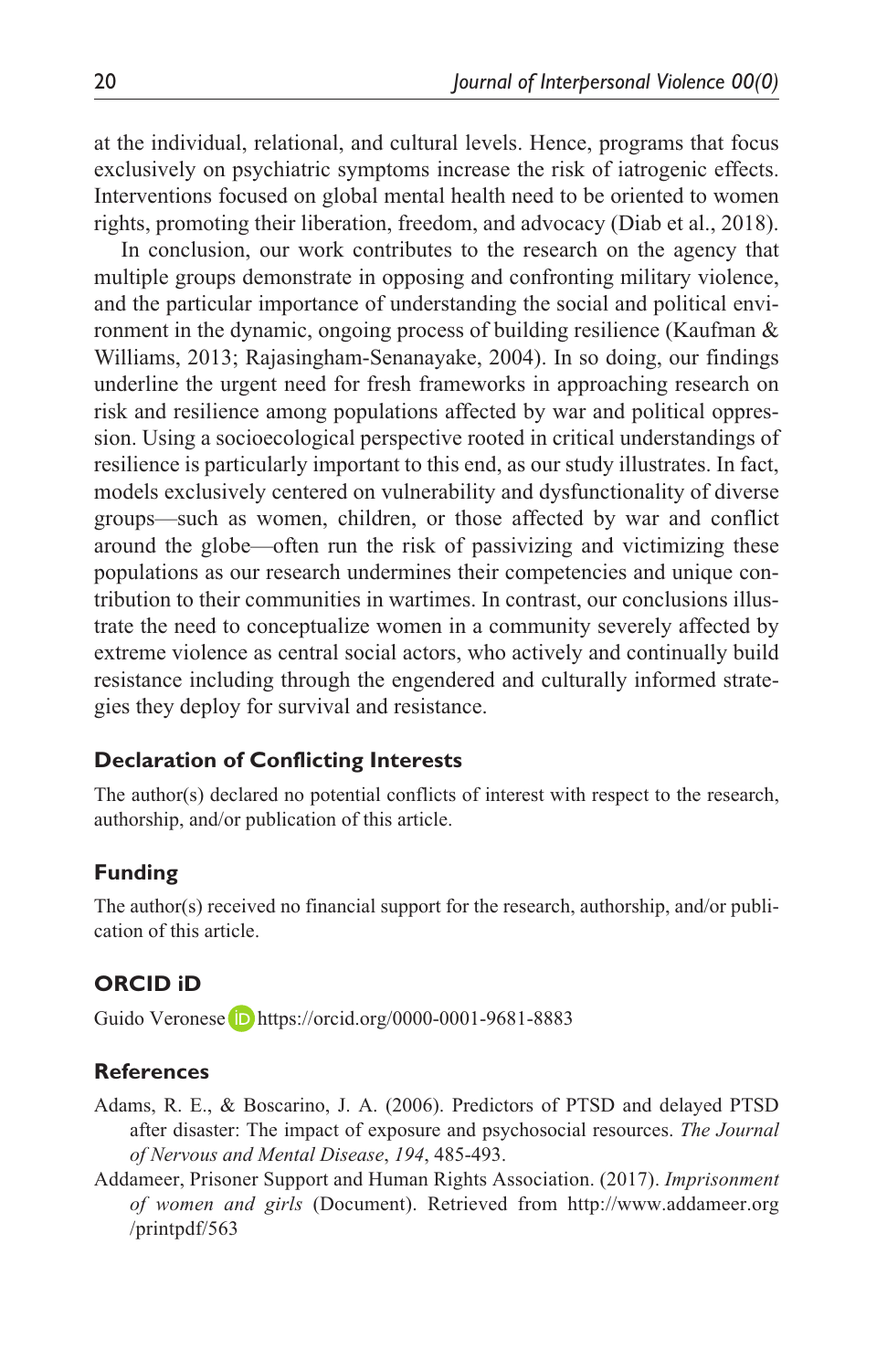at the individual, relational, and cultural levels. Hence, programs that focus exclusively on psychiatric symptoms increase the risk of iatrogenic effects. Interventions focused on global mental health need to be oriented to women rights, promoting their liberation, freedom, and advocacy (Diab et al., 2018).

In conclusion, our work contributes to the research on the agency that multiple groups demonstrate in opposing and confronting military violence, and the particular importance of understanding the social and political environment in the dynamic, ongoing process of building resilience (Kaufman & Williams, 2013; Rajasingham-Senanayake, 2004). In so doing, our findings underline the urgent need for fresh frameworks in approaching research on risk and resilience among populations affected by war and political oppression. Using a socioecological perspective rooted in critical understandings of resilience is particularly important to this end, as our study illustrates. In fact, models exclusively centered on vulnerability and dysfunctionality of diverse groups—such as women, children, or those affected by war and conflict around the globe—often run the risk of passivizing and victimizing these populations as our research undermines their competencies and unique contribution to their communities in wartimes. In contrast, our conclusions illustrate the need to conceptualize women in a community severely affected by extreme violence as central social actors, who actively and continually build resistance including through the engendered and culturally informed strategies they deploy for survival and resistance.

## Declaration of Conflicting Interests

The author(s) declared no potential conflicts of interest with respect to the research, authorship, and/or publication of this article.

## Funding

The author(s) received no financial support for the research, authorship, and/or publication of this article.

## ORCID iD

Guido Veronese https://orcid.org/0000-0001-9681-8883

## References

Adams, R. E., & Boscarino, J. A. (2006). Predictors of PTSD and delayed PTSD after disaster: The impact of exposure and psychosocial resources. *The Journal of Nervous and Mental Disease*, *194*, 485-493.

Addameer, Prisoner Support and Human Rights Association. (2017). *Imprisonment of women and girls* (Document). Retrieved from http://www.addameer.org/printpdf/563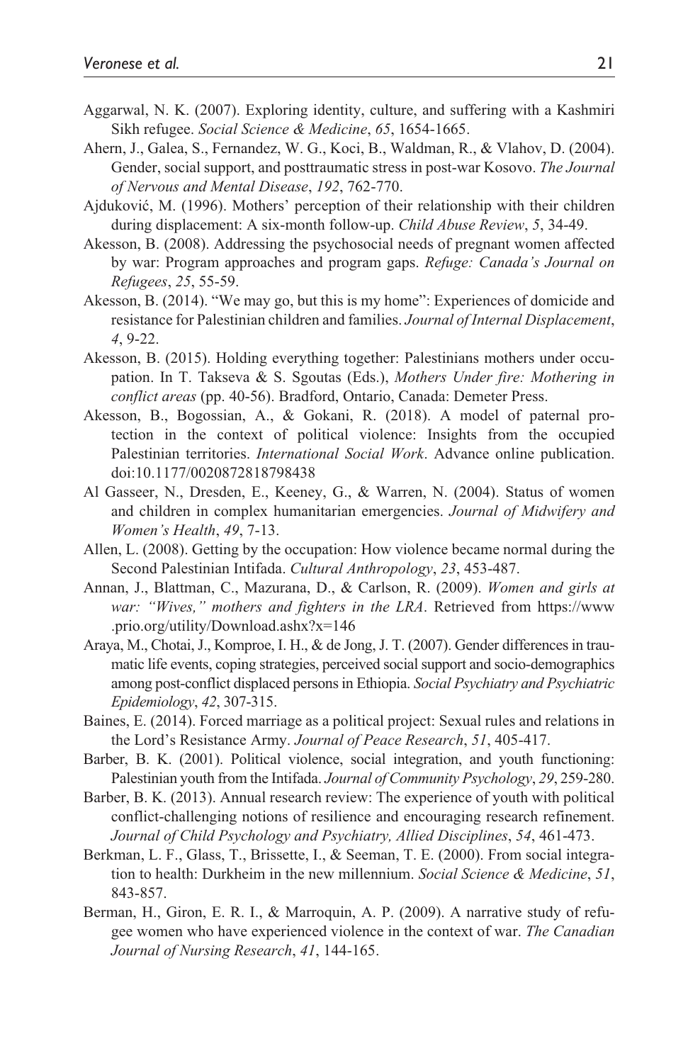Aggarwal, N. K. (2007). Exploring identity, culture, and suffering with a Kashmiri Sikh refugee. *Social Science & Medicine*, *65*, 1654-1665.

Ahern, J., Galea, S., Fernandez, W. G., Koci, B., Waldman, R., & Vlahov, D. (2004). Gender, social support, and posttraumatic stress in post-war Kosovo. *The Journal of Nervous and Mental Disease*, *192*, 762-770.

Ajduković, M. (1996). Mothers' perception of their relationship with their children during displacement: A six-month follow-up. *Child Abuse Review*, *5*, 34-49.

Akesson, B. (2008). Addressing the psychosocial needs of pregnant women affected by war: Program approaches and program gaps. *Refuge: Canada's Journal on Refugees*, *25*, 55-59.

Akesson, B. (2014). "We may go, but this is my home": Experiences of domicide and resistance for Palestinian children and families. *Journal of Internal Displacement*, *4*, 9-22.

Akesson, B. (2015). Holding everything together: Palestinians mothers under occupation. In T. Takseva & S. Sgoutas (Eds.), *Mothers Under fire: Mothering in conflict areas* (pp. 40-56). Bradford, Ontario, Canada: Demeter Press.

Akesson, B., Bogossian, A., & Gokani, R. (2018). A model of paternal protection in the context of political violence: Insights from the occupied Palestinian territories. *International Social Work*. Advance online publication. doi:10.1177/0020872818798438

Al Gasseer, N., Dresden, E., Keeney, G., & Warren, N. (2004). Status of women and children in complex humanitarian emergencies. *Journal of Midwifery and Women's Health*, *49*, 7-13.

Allen, L. (2008). Getting by the occupation: How violence became normal during the Second Palestinian Intifada. *Cultural Anthropology*, *23*, 453-487.

Annan, J., Blattman, C., Mazurana, D., & Carlson, R. (2009). *Women and girls at war: "Wives," mothers and fighters in the LRA*. Retrieved from https://www.prio.org/utility/Download.ashx?x=146

Araya, M., Chotai, J., Komproe, I. H., & de Jong, J. T. (2007). Gender differences in traumatic life events, coping strategies, perceived social support and socio-demographics among post-conflict displaced persons in Ethiopia. *Social Psychiatry and Psychiatric Epidemiology*, *42*, 307-315.

Baines, E. (2014). Forced marriage as a political project: Sexual rules and relations in the Lord's Resistance Army. *Journal of Peace Research*, *51*, 405-417.

Barber, B. K. (2001). Political violence, social integration, and youth functioning: Palestinian youth from the Intifada. *Journal of Community Psychology*, *29*, 259-280.

Barber, B. K. (2013). Annual research review: The experience of youth with political conflict-challenging notions of resilience and encouraging research refinement. *Journal of Child Psychology and Psychiatry, Allied Disciplines*, *54*, 461-473.

Berkman, L. F., Glass, T., Brissette, I., & Seeman, T. E. (2000). From social integration to health: Durkheim in the new millennium. *Social Science & Medicine*, *51*, 843-857.

Berman, H., Giron, E. R. I., & Marroquin, A. P. (2009). A narrative study of refugee women who have experienced violence in the context of war. *The Canadian Journal of Nursing Research*, *41*, 144-165.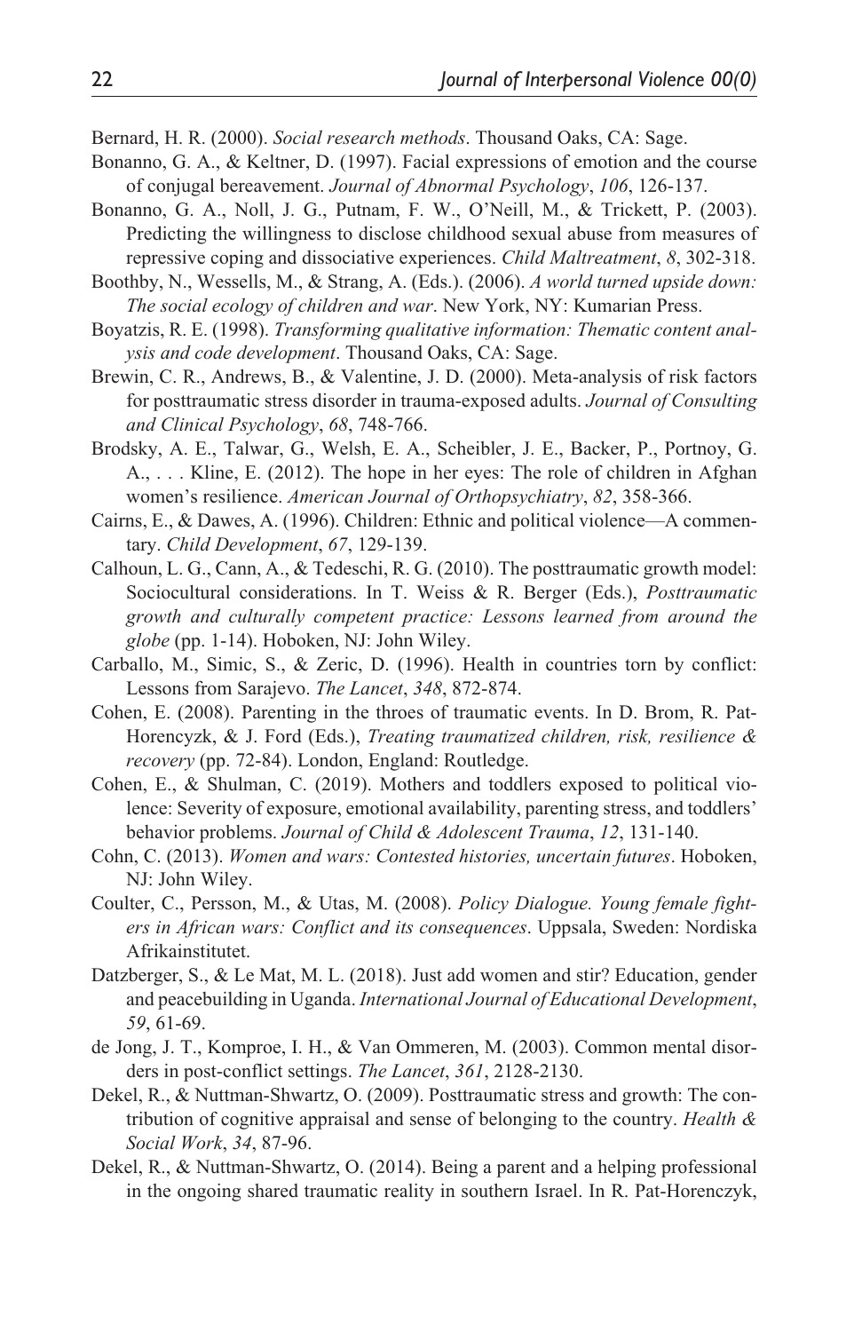Bernard, H. R. (2000). *Social research methods*. Thousand Oaks, CA: Sage.

Bonanno, G. A., & Keltner, D. (1997). Facial expressions of emotion and the course of conjugal bereavement. *Journal of Abnormal Psychology*, *106*, 126-137.

Bonanno, G. A., Noll, J. G., Putnam, F. W., O'Neill, M., & Trickett, P. (2003). Predicting the willingness to disclose childhood sexual abuse from measures of repressive coping and dissociative experiences. *Child Maltreatment*, *8*, 302-318.

Boothby, N., Wessells, M., & Strang, A. (Eds.). (2006). *A world turned upside down: The social ecology of children and war*. New York, NY: Kumarian Press.

Boyatzis, R. E. (1998). *Transforming qualitative information: Thematic content analysis and code development*. Thousand Oaks, CA: Sage.

Brewin, C. R., Andrews, B., & Valentine, J. D. (2000). Meta-analysis of risk factors for posttraumatic stress disorder in trauma-exposed adults. *Journal of Consulting and Clinical Psychology*, *68*, 748-766.

Brodsky, A. E., Talwar, G., Welsh, E. A., Scheibler, J. E., Backer, P., Portnoy, G. A., . . . Kline, E. (2012). The hope in her eyes: The role of children in Afghan women's resilience. *American Journal of Orthopsychiatry*, *82*, 358-366.

Cairns, E., & Dawes, A. (1996). Children: Ethnic and political violence—A commentary. *Child Development*, *67*, 129-139.

Calhoun, L. G., Cann, A., & Tedeschi, R. G. (2010). The posttraumatic growth model: Sociocultural considerations. In T. Weiss & R. Berger (Eds.), *Posttraumatic growth and culturally competent practice: Lessons learned from around the globe* (pp. 1-14). Hoboken, NJ: John Wiley.

Carballo, M., Simic, S., & Zeric, D. (1996). Health in countries torn by conflict: Lessons from Sarajevo. *The Lancet*, *348*, 872-874.

Cohen, E. (2008). Parenting in the throes of traumatic events. In D. Brom, R. Pat-Horencyzk, & J. Ford (Eds.), *Treating traumatized children, risk, resilience & recovery* (pp. 72-84). London, England: Routledge.

Cohen, E., & Shulman, C. (2019). Mothers and toddlers exposed to political violence: Severity of exposure, emotional availability, parenting stress, and toddlers' behavior problems. *Journal of Child & Adolescent Trauma*, *12*, 131-140.

Cohn, C. (2013). *Women and wars: Contested histories, uncertain futures*. Hoboken, NJ: John Wiley.

Coulter, C., Persson, M., & Utas, M. (2008). *Policy Dialogue. Young female fighters in African wars: Conflict and its consequences*. Uppsala, Sweden: Nordiska Afrikainstitutet.

Datzberger, S., & Le Mat, M. L. (2018). Just add women and stir? Education, gender and peacebuilding in Uganda. *International Journal of Educational Development*, *59*, 61-69.

de Jong, J. T., Komproe, I. H., & Van Ommeren, M. (2003). Common mental disorders in post-conflict settings. *The Lancet*, *361*, 2128-2130.

Dekel, R., & Nuttman-Shwartz, O. (2009). Posttraumatic stress and growth: The contribution of cognitive appraisal and sense of belonging to the country. *Health & Social Work*, *34*, 87-96.

Dekel, R., & Nuttman-Shwartz, O. (2014). Being a parent and a helping professional in the ongoing shared traumatic reality in southern Israel. In R. Pat-Horenczyk,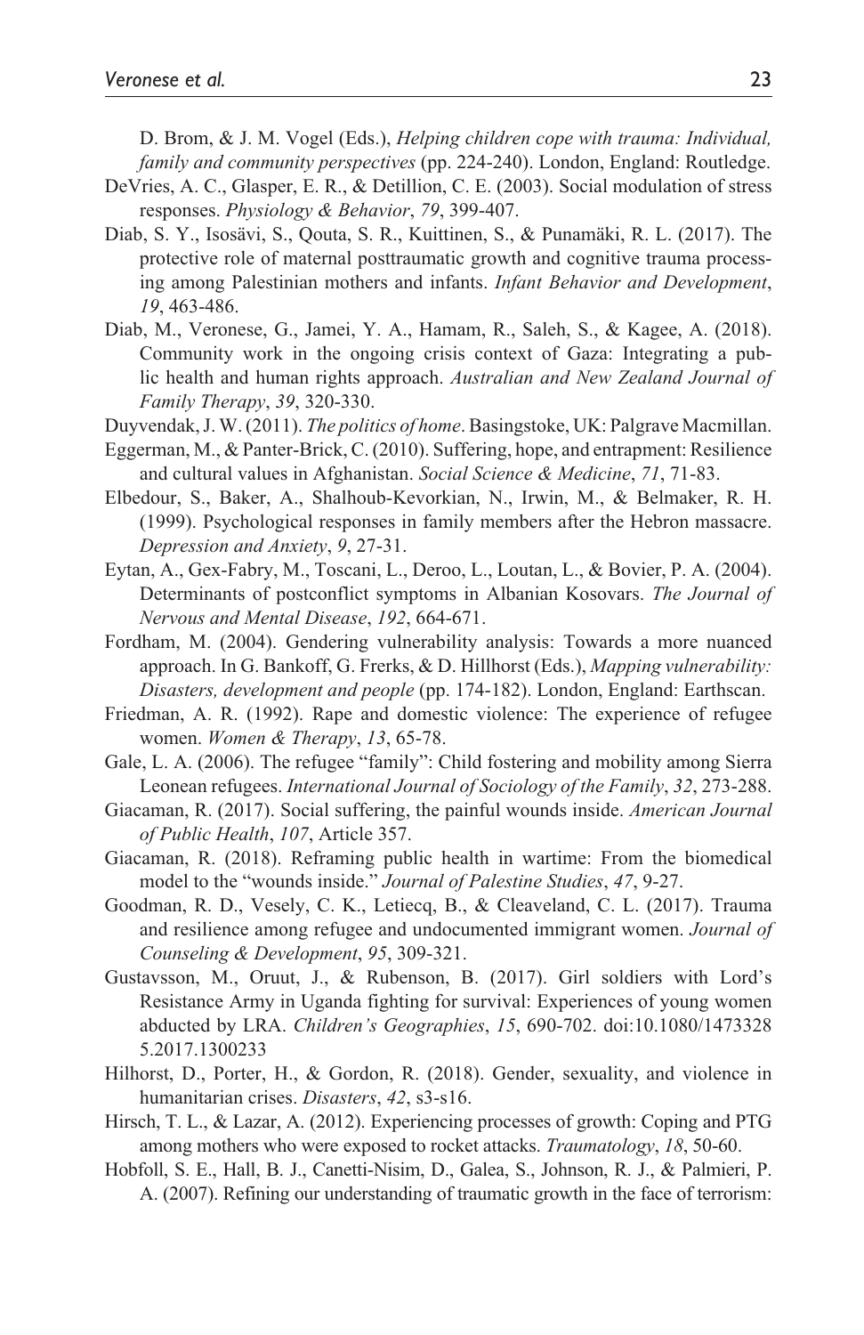D. Brom, & J. M. Vogel (Eds.), *Helping children cope with trauma: Individual, family and community perspectives* (pp. 224-240). London, England: Routledge.

DeVries, A. C., Glasper, E. R., & Detillion, C. E. (2003). Social modulation of stress responses. *Physiology & Behavior*, *79*, 399-407.

Diab, S. Y., Isosävi, S., Qouta, S. R., Kuittinen, S., & Punamäki, R. L. (2017). The protective role of maternal posttraumatic growth and cognitive trauma processing among Palestinian mothers and infants. *Infant Behavior and Development*, *19*, 463-486.

Diab, M., Veronese, G., Jamei, Y. A., Hamam, R., Saleh, S., & Kagee, A. (2018). Community work in the ongoing crisis context of Gaza: Integrating a public health and human rights approach. *Australian and New Zealand Journal of Family Therapy*, *39*, 320-330.

Duyvendak, J. W. (2011). *The politics of home*. Basingstoke, UK: Palgrave Macmillan.

Eggerman, M., & Panter-Brick, C. (2010). Suffering, hope, and entrapment: Resilience and cultural values in Afghanistan. *Social Science & Medicine*, *71*, 71-83.

Elbedour, S., Baker, A., Shalhoub-Kevorkian, N., Irwin, M., & Belmaker, R. H. (1999). Psychological responses in family members after the Hebron massacre. *Depression and Anxiety*, *9*, 27-31.

Eytan, A., Gex-Fabry, M., Toscani, L., Deroo, L., Loutan, L., & Bovier, P. A. (2004). Determinants of postconflict symptoms in Albanian Kosovars. *The Journal of Nervous and Mental Disease*, *192*, 664-671.

Fordham, M. (2004). Gendering vulnerability analysis: Towards a more nuanced approach. In G. Bankoff, G. Frerks, & D. Hillhorst (Eds.), *Mapping vulnerability: Disasters, development and people* (pp. 174-182). London, England: Earthscan.

Friedman, A. R. (1992). Rape and domestic violence: The experience of refugee women. *Women & Therapy*, *13*, 65-78.

Gale, L. A. (2006). The refugee "family": Child fostering and mobility among Sierra Leonean refugees. *International Journal of Sociology of the Family*, *32*, 273-288.

Giacaman, R. (2017). Social suffering, the painful wounds inside. *American Journal of Public Health*, *107*, Article 357.

Giacaman, R. (2018). Reframing public health in wartime: From the biomedical model to the "wounds inside." *Journal of Palestine Studies*, *47*, 9-27.

Goodman, R. D., Vesely, C. K., Letiecq, B., & Cleaveland, C. L. (2017). Trauma and resilience among refugee and undocumented immigrant women. *Journal of Counseling & Development*, *95*, 309-321.

Gustavsson, M., Oruut, J., & Rubenson, B. (2017). Girl soldiers with Lord's Resistance Army in Uganda fighting for survival: Experiences of young women abducted by LRA. *Children's Geographies*, *15*, 690-702. doi:10.1080/14733285.2017.1300233

Hilhorst, D., Porter, H., & Gordon, R. (2018). Gender, sexuality, and violence in humanitarian crises. *Disasters*, *42*, s3-s16.

Hirsch, T. L., & Lazar, A. (2012). Experiencing processes of growth: Coping and PTG among mothers who were exposed to rocket attacks. *Traumatology*, *18*, 50-60.

Hobfoll, S. E., Hall, B. J., Canetti-Nisim, D., Galea, S., Johnson, R. J., & Palmieri, P. A. (2007). Refining our understanding of traumatic growth in the face of terrorism: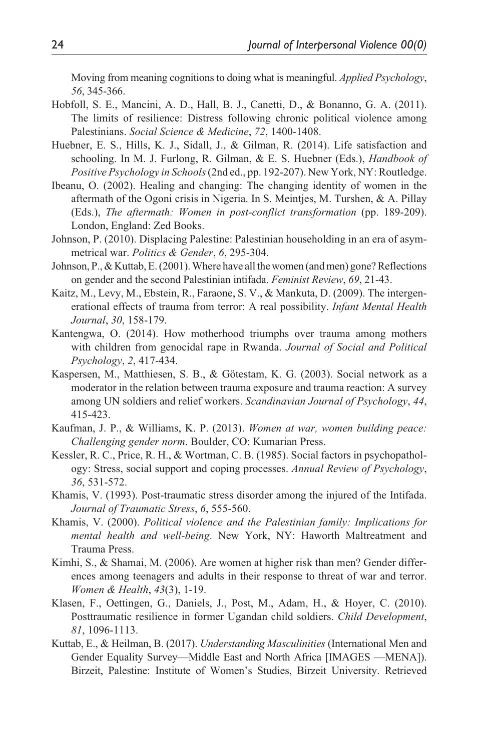Moving from meaning cognitions to doing what is meaningful. *Applied Psychology*, *56*, 345-366.

Hobfoll, S. E., Mancini, A. D., Hall, B. J., Canetti, D., & Bonanno, G. A. (2011). The limits of resilience: Distress following chronic political violence among Palestinians. *Social Science & Medicine*, *72*, 1400-1408.

Huebner, E. S., Hills, K. J., Sidall, J., & Gilman, R. (2014). Life satisfaction and schooling. In M. J. Furlong, R. Gilman, & E. S. Huebner (Eds.), *Handbook of Positive Psychology in Schools* (2nd ed., pp. 192-207). New York, NY: Routledge.

Ibeanu, O. (2002). Healing and changing: The changing identity of women in the aftermath of the Ogoni crisis in Nigeria. In S. Meintjes, M. Turshen, & A. Pillay (Eds.), *The aftermath: Women in post-conflict transformation* (pp. 189-209). London, England: Zed Books.

Johnson, P. (2010). Displacing Palestine: Palestinian householding in an era of asymmetrical war. *Politics & Gender*, *6*, 295-304.

Johnson, P., & Kuttab, E. (2001). Where have all the women (and men) gone? Reflections on gender and the second Palestinian intifada. *Feminist Review*, *69*, 21-43.

Kaitz, M., Levy, M., Ebstein, R., Faraone, S. V., & Mankuta, D. (2009). The intergenerational effects of trauma from terror: A real possibility. *Infant Mental Health Journal*, *30*, 158-179.

Kantengwa, O. (2014). How motherhood triumphs over trauma among mothers with children from genocidal rape in Rwanda. *Journal of Social and Political Psychology*, *2*, 417-434.

Kaspersen, M., Matthiesen, S. B., & Götestam, K. G. (2003). Social network as a moderator in the relation between trauma exposure and trauma reaction: A survey among UN soldiers and relief workers. *Scandinavian Journal of Psychology*, *44*, 415-423.

Kaufman, J. P., & Williams, K. P. (2013). *Women at war, women building peace: Challenging gender norm*. Boulder, CO: Kumarian Press.

Kessler, R. C., Price, R. H., & Wortman, C. B. (1985). Social factors in psychopathology: Stress, social support and coping processes. *Annual Review of Psychology*, *36*, 531-572.

Khamis, V. (1993). Post-traumatic stress disorder among the injured of the Intifada. *Journal of Traumatic Stress*, *6*, 555-560.

Khamis, V. (2000). *Political violence and the Palestinian family: Implications for mental health and well-being*. New York, NY: Haworth Maltreatment and Trauma Press.

Kimhi, S., & Shamai, M. (2006). Are women at higher risk than men? Gender differences among teenagers and adults in their response to threat of war and terror. *Women & Health*, *43*(3), 1-19.

Klasen, F., Oettingen, G., Daniels, J., Post, M., Adam, H., & Hoyer, C. (2010). Posttraumatic resilience in former Ugandan child soldiers. *Child Development*, *81*, 1096-1113.

Kuttab, E., & Heilman, B. (2017). *Understanding Masculinities* (International Men and Gender Equality Survey—Middle East and North Africa [IMAGES —MENA]). Birzeit, Palestine: Institute of Women's Studies, Birzeit University. Retrieved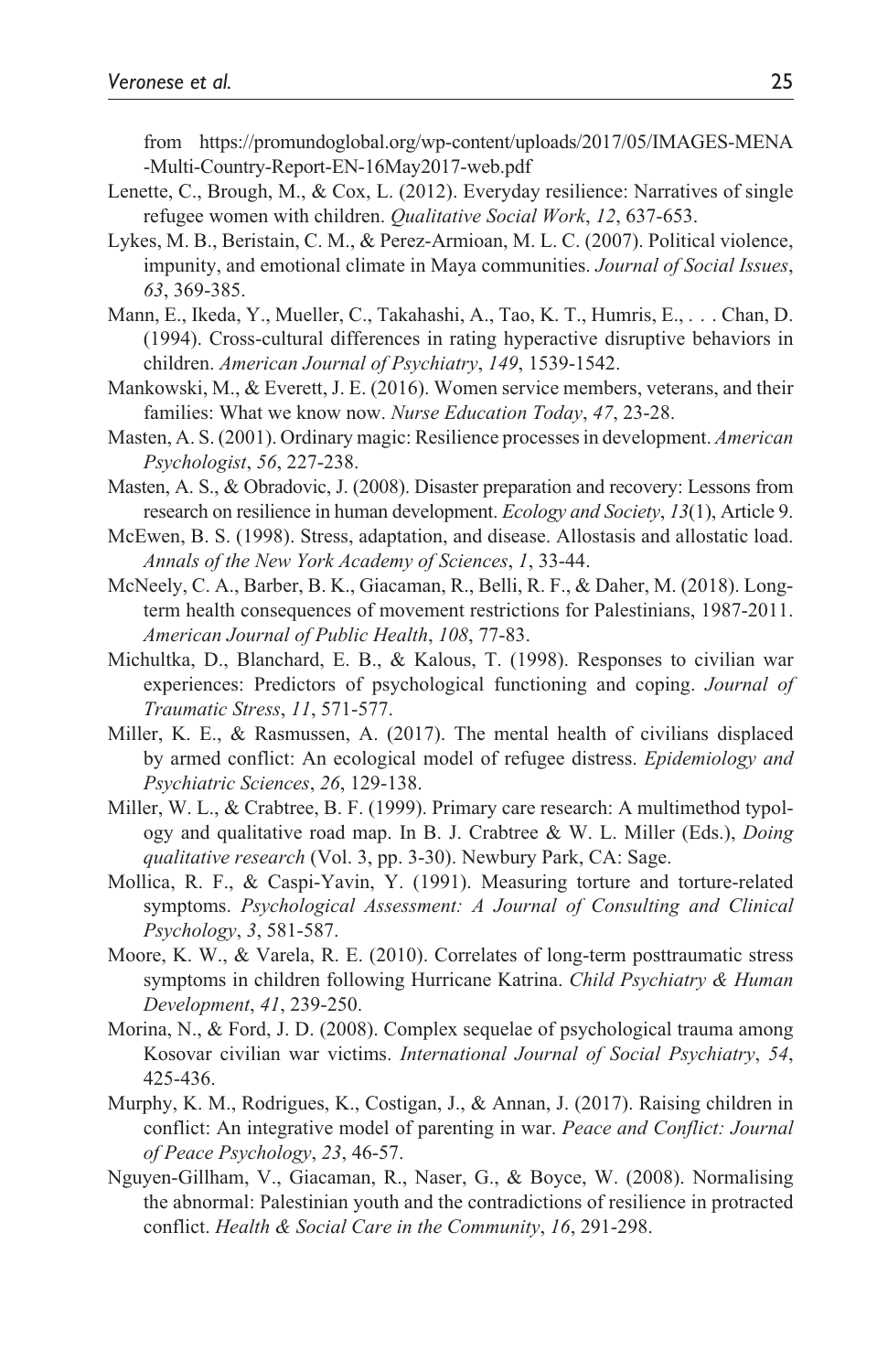from https://promundoglobal.org/wp-content/uploads/2017/05/IMAGES-MENA-Multi-Country-Report-EN-16May2017-web.pdf

Lenette, C., Brough, M., & Cox, L. (2012). Everyday resilience: Narratives of single refugee women with children. *Qualitative Social Work*, *12*, 637-653.

Lykes, M. B., Beristain, C. M., & Perez-Armioan, M. L. C. (2007). Political violence, impunity, and emotional climate in Maya communities. *Journal of Social Issues*, *63*, 369-385.

Mann, E., Ikeda, Y., Mueller, C., Takahashi, A., Tao, K. T., Humris, E., . . . Chan, D. (1994). Cross-cultural differences in rating hyperactive disruptive behaviors in children. *American Journal of Psychiatry*, *149*, 1539-1542.

Mankowski, M., & Everett, J. E. (2016). Women service members, veterans, and their families: What we know now. *Nurse Education Today*, *47*, 23-28.

Masten, A. S. (2001). Ordinary magic: Resilience processes in development. *American Psychologist*, *56*, 227-238.

Masten, A. S., & Obradovic, J. (2008). Disaster preparation and recovery: Lessons from research on resilience in human development. *Ecology and Society*, *13*(1), Article 9.

McEwen, B. S. (1998). Stress, adaptation, and disease. Allostasis and allostatic load. *Annals of the New York Academy of Sciences*, *1*, 33-44.

McNeely, C. A., Barber, B. K., Giacaman, R., Belli, R. F., & Daher, M. (2018). Long-term health consequences of movement restrictions for Palestinians, 1987-2011. *American Journal of Public Health*, *108*, 77-83.

Michultka, D., Blanchard, E. B., & Kalous, T. (1998). Responses to civilian war experiences: Predictors of psychological functioning and coping. *Journal of Traumatic Stress*, *11*, 571-577.

Miller, K. E., & Rasmussen, A. (2017). The mental health of civilians displaced by armed conflict: An ecological model of refugee distress. *Epidemiology and Psychiatric Sciences*, *26*, 129-138.

Miller, W. L., & Crabtree, B. F. (1999). Primary care research: A multimethod typology and qualitative road map. In B. J. Crabtree & W. L. Miller (Eds.), *Doing qualitative research* (Vol. 3, pp. 3-30). Newbury Park, CA: Sage.

Mollica, R. F., & Caspi-Yavin, Y. (1991). Measuring torture and torture-related symptoms. *Psychological Assessment: A Journal of Consulting and Clinical Psychology*, *3*, 581-587.

Moore, K. W., & Varela, R. E. (2010). Correlates of long-term posttraumatic stress symptoms in children following Hurricane Katrina. *Child Psychiatry & Human Development*, *41*, 239-250.

Morina, N., & Ford, J. D. (2008). Complex sequelae of psychological trauma among Kosovar civilian war victims. *International Journal of Social Psychiatry*, *54*, 425-436.

Murphy, K. M., Rodrigues, K., Costigan, J., & Annan, J. (2017). Raising children in conflict: An integrative model of parenting in war. *Peace and Conflict: Journal of Peace Psychology*, *23*, 46-57.

Nguyen-Gillham, V., Giacaman, R., Naser, G., & Boyce, W. (2008). Normalising the abnormal: Palestinian youth and the contradictions of resilience in protracted conflict. *Health & Social Care in the Community*, *16*, 291-298.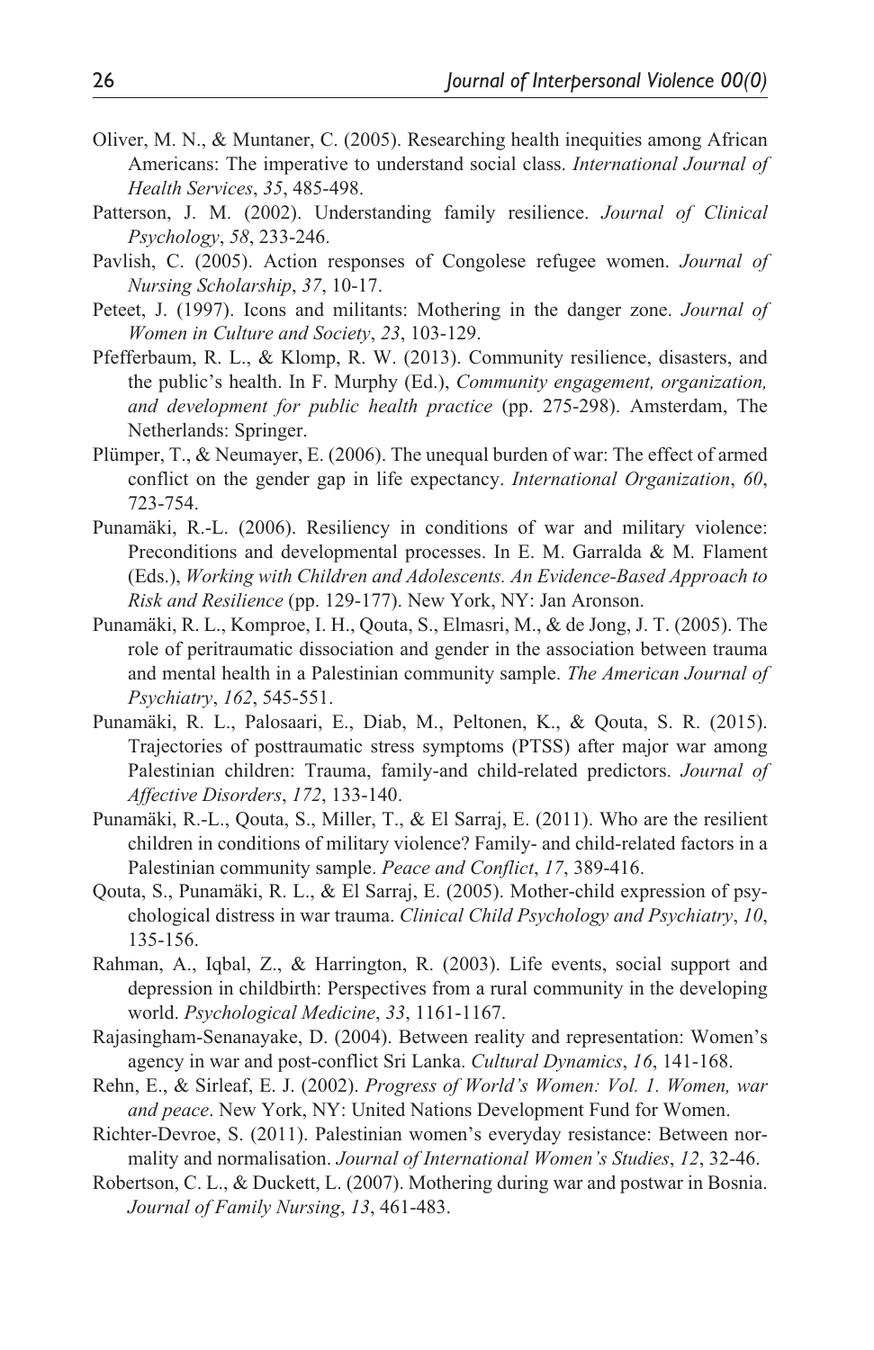Oliver, M. N., & Muntaner, C. (2005). Researching health inequities among African Americans: The imperative to understand social class. *International Journal of Health Services*, *35*, 485-498.

Patterson, J. M. (2002). Understanding family resilience. *Journal of Clinical Psychology*, *58*, 233-246.

Pavlish, C. (2005). Action responses of Congolese refugee women. *Journal of Nursing Scholarship*, *37*, 10-17.

Peteet, J. (1997). Icons and militants: Mothering in the danger zone. *Journal of Women in Culture and Society*, *23*, 103-129.

Pfefferbaum, R. L., & Klomp, R. W. (2013). Community resilience, disasters, and the public's health. In F. Murphy (Ed.), *Community engagement, organization, and development for public health practice* (pp. 275-298). Amsterdam, The Netherlands: Springer.

Plümper, T., & Neumayer, E. (2006). The unequal burden of war: The effect of armed conflict on the gender gap in life expectancy. *International Organization*, *60*, 723-754.

Punamäki, R.-L. (2006). Resiliency in conditions of war and military violence: Preconditions and developmental processes. In E. M. Garralda & M. Flament (Eds.), *Working with Children and Adolescents. An Evidence-Based Approach to Risk and Resilience* (pp. 129-177). New York, NY: Jan Aronson.

Punamäki, R. L., Komproe, I. H., Qouta, S., Elmasri, M., & de Jong, J. T. (2005). The role of peritraumatic dissociation and gender in the association between trauma and mental health in a Palestinian community sample. *The American Journal of Psychiatry*, *162*, 545-551.

Punamäki, R. L., Palosaari, E., Diab, M., Peltonen, K., & Qouta, S. R. (2015). Trajectories of posttraumatic stress symptoms (PTSS) after major war among Palestinian children: Trauma, family-and child-related predictors. *Journal of Affective Disorders*, *172*, 133-140.

Punamäki, R.-L., Qouta, S., Miller, T., & El Sarraj, E. (2011). Who are the resilient children in conditions of military violence? Family- and child-related factors in a Palestinian community sample. *Peace and Conflict*, *17*, 389-416.

Qouta, S., Punamäki, R. L., & El Sarraj, E. (2005). Mother-child expression of psychological distress in war trauma. *Clinical Child Psychology and Psychiatry*, *10*, 135-156.

Rahman, A., Iqbal, Z., & Harrington, R. (2003). Life events, social support and depression in childbirth: Perspectives from a rural community in the developing world. *Psychological Medicine*, *33*, 1161-1167.

Rajasingham-Senanayake, D. (2004). Between reality and representation: Women's agency in war and post-conflict Sri Lanka. *Cultural Dynamics*, *16*, 141-168.

Rehn, E., & Sirleaf, E. J. (2002). *Progress of World's Women: Vol. 1. Women, war and peace*. New York, NY: United Nations Development Fund for Women.

Richter-Devroe, S. (2011). Palestinian women's everyday resistance: Between normality and normalisation. *Journal of International Women's Studies*, *12*, 32-46.

Robertson, C. L., & Duckett, L. (2007). Mothering during war and postwar in Bosnia. *Journal of Family Nursing*, *13*, 461-483.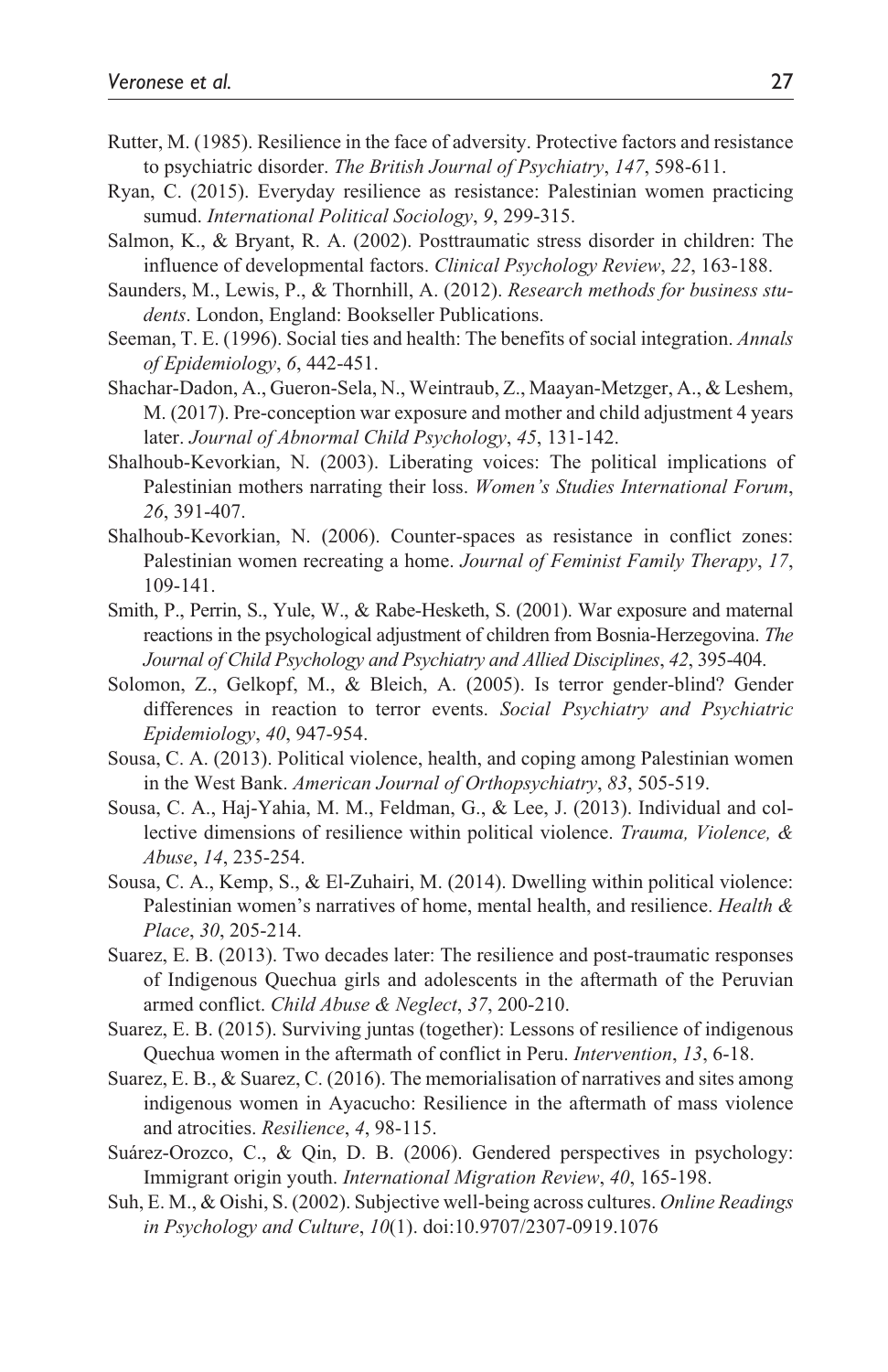Rutter, M. (1985). Resilience in the face of adversity. Protective factors and resistance to psychiatric disorder. *The British Journal of Psychiatry*, *147*, 598-611.

Ryan, C. (2015). Everyday resilience as resistance: Palestinian women practicing sumud. *International Political Sociology*, *9*, 299-315.

Salmon, K., & Bryant, R. A. (2002). Posttraumatic stress disorder in children: The influence of developmental factors. *Clinical Psychology Review*, *22*, 163-188.

Saunders, M., Lewis, P., & Thornhill, A. (2012). *Research methods for business students*. London, England: Bookseller Publications.

Seeman, T. E. (1996). Social ties and health: The benefits of social integration. *Annals of Epidemiology*, *6*, 442-451.

Shachar-Dadon, A., Gueron-Sela, N., Weintraub, Z., Maayan-Metzger, A., & Leshem, M. (2017). Pre-conception war exposure and mother and child adjustment 4 years later. *Journal of Abnormal Child Psychology*, *45*, 131-142.

Shalhoub-Kevorkian, N. (2003). Liberating voices: The political implications of Palestinian mothers narrating their loss. *Women's Studies International Forum*, *26*, 391-407.

Shalhoub-Kevorkian, N. (2006). Counter-spaces as resistance in conflict zones: Palestinian women recreating a home. *Journal of Feminist Family Therapy*, *17*, 109-141.

Smith, P., Perrin, S., Yule, W., & Rabe-Hesketh, S. (2001). War exposure and maternal reactions in the psychological adjustment of children from Bosnia-Herzegovina. *The Journal of Child Psychology and Psychiatry and Allied Disciplines*, *42*, 395-404.

Solomon, Z., Gelkopf, M., & Bleich, A. (2005). Is terror gender-blind? Gender differences in reaction to terror events. *Social Psychiatry and Psychiatric Epidemiology*, *40*, 947-954.

Sousa, C. A. (2013). Political violence, health, and coping among Palestinian women in the West Bank. *American Journal of Orthopsychiatry*, *83*, 505-519.

Sousa, C. A., Haj-Yahia, M. M., Feldman, G., & Lee, J. (2013). Individual and collective dimensions of resilience within political violence. *Trauma, Violence, & Abuse*, *14*, 235-254.

Sousa, C. A., Kemp, S., & El-Zuhairi, M. (2014). Dwelling within political violence: Palestinian women's narratives of home, mental health, and resilience. *Health & Place*, *30*, 205-214.

Suarez, E. B. (2013). Two decades later: The resilience and post-traumatic responses of Indigenous Quechua girls and adolescents in the aftermath of the Peruvian armed conflict. *Child Abuse & Neglect*, *37*, 200-210.

Suarez, E. B. (2015). Surviving juntas (together): Lessons of resilience of indigenous Quechua women in the aftermath of conflict in Peru. *Intervention*, *13*, 6-18.

Suarez, E. B., & Suarez, C. (2016). The memorialisation of narratives and sites among indigenous women in Ayacucho: Resilience in the aftermath of mass violence and atrocities. *Resilience*, *4*, 98-115.

Suárez-Orozco, C., & Qin, D. B. (2006). Gendered perspectives in psychology: Immigrant origin youth. *International Migration Review*, *40*, 165-198.

Suh, E. M., & Oishi, S. (2002). Subjective well-being across cultures. *Online Readings in Psychology and Culture*, *10*(1). doi:10.9707/2307-0919.1076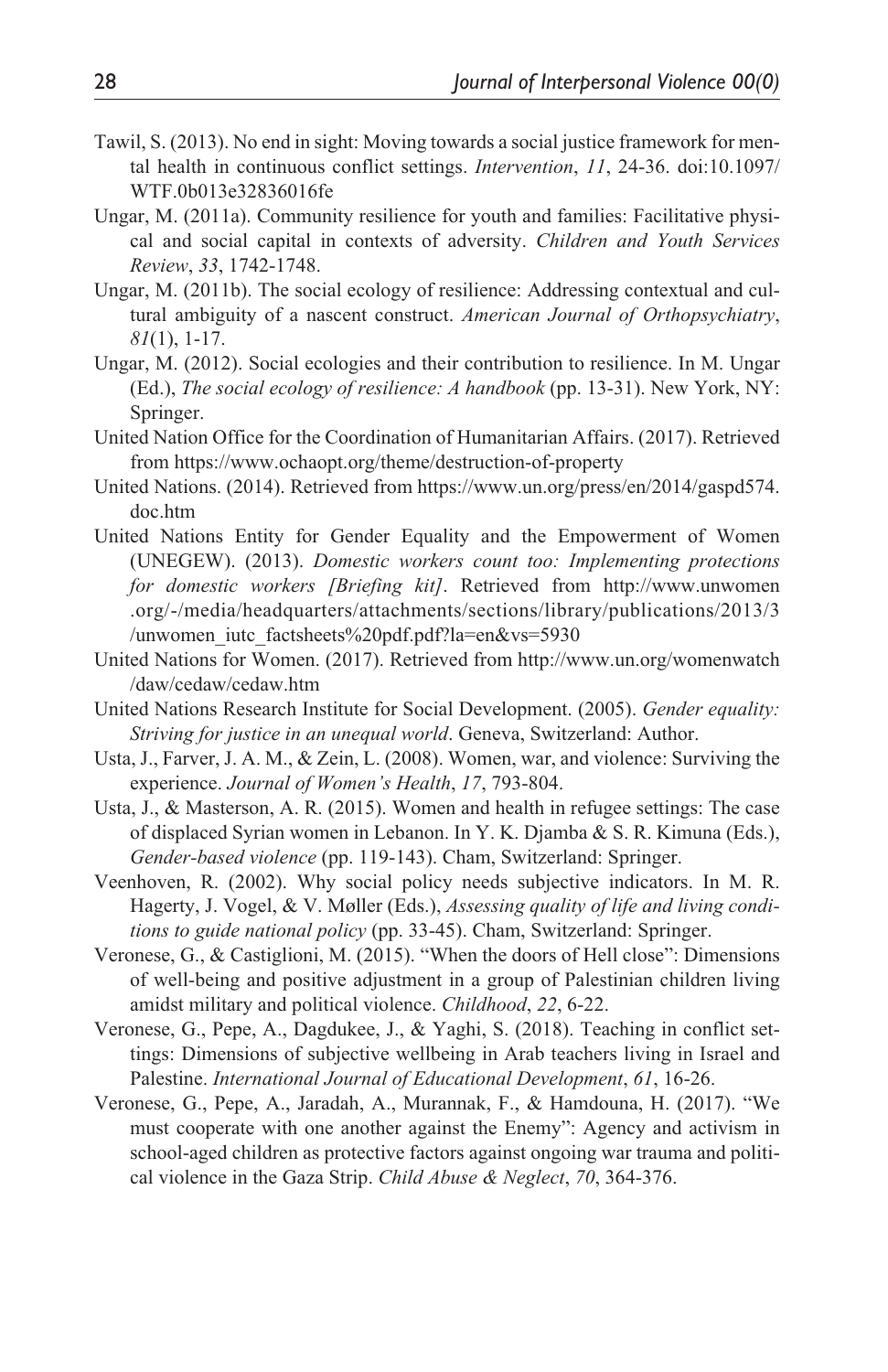Tawil, S. (2013). No end in sight: Moving towards a social justice framework for mental health in continuous conflict settings. *Intervention*, *11*, 24-36. doi:10.1097/WTF.0b013e32836016fe

Ungar, M. (2011a). Community resilience for youth and families: Facilitative physical and social capital in contexts of adversity. *Children and Youth Services Review*, *33*, 1742-1748.

Ungar, M. (2011b). The social ecology of resilience: Addressing contextual and cultural ambiguity of a nascent construct. *American Journal of Orthopsychiatry*, *81*(1), 1-17.

Ungar, M. (2012). Social ecologies and their contribution to resilience. In M. Ungar (Ed.), *The social ecology of resilience: A handbook* (pp. 13-31). New York, NY: Springer.

United Nation Office for the Coordination of Humanitarian Affairs. (2017). Retrieved from https://www.ochaopt.org/theme/destruction-of-property

United Nations. (2014). Retrieved from https://www.un.org/press/en/2014/gaspd574.doc.htm

United Nations Entity for Gender Equality and the Empowerment of Women (UNEGEW). (2013). *Domestic workers count too: Implementing protections for domestic workers [Briefing kit]*. Retrieved from http://www.unwomen.org/-/media/headquarters/attachments/sections/library/publications/2013/3/unwomen_iutc_factsheets%20pdf.pdf?la=en&vs=5930

United Nations for Women. (2017). Retrieved from http://www.un.org/womenwatch/daw/cedaw/cedaw.htm

United Nations Research Institute for Social Development. (2005). *Gender equality: Striving for justice in an unequal world*. Geneva, Switzerland: Author.

Usta, J., Farver, J. A. M., & Zein, L. (2008). Women, war, and violence: Surviving the experience. *Journal of Women's Health*, *17*, 793-804.

Usta, J., & Masterson, A. R. (2015). Women and health in refugee settings: The case of displaced Syrian women in Lebanon. In Y. K. Djamba & S. R. Kimuna (Eds.), *Gender-based violence* (pp. 119-143). Cham, Switzerland: Springer.

Veenhoven, R. (2002). Why social policy needs subjective indicators. In M. R. Hagerty, J. Vogel, & V. Møller (Eds.), *Assessing quality of life and living conditions to guide national policy* (pp. 33-45). Cham, Switzerland: Springer.

Veronese, G., & Castiglioni, M. (2015). "When the doors of Hell close": Dimensions of well-being and positive adjustment in a group of Palestinian children living amidst military and political violence. *Childhood*, *22*, 6-22.

Veronese, G., Pepe, A., Dagdukee, J., & Yaghi, S. (2018). Teaching in conflict settings: Dimensions of subjective wellbeing in Arab teachers living in Israel and Palestine. *International Journal of Educational Development*, *61*, 16-26.

Veronese, G., Pepe, A., Jaradah, A., Murannak, F., & Hamdouna, H. (2017). "We must cooperate with one another against the Enemy": Agency and activism in school-aged children as protective factors against ongoing war trauma and political violence in the Gaza Strip. *Child Abuse & Neglect*, *70*, 364-376.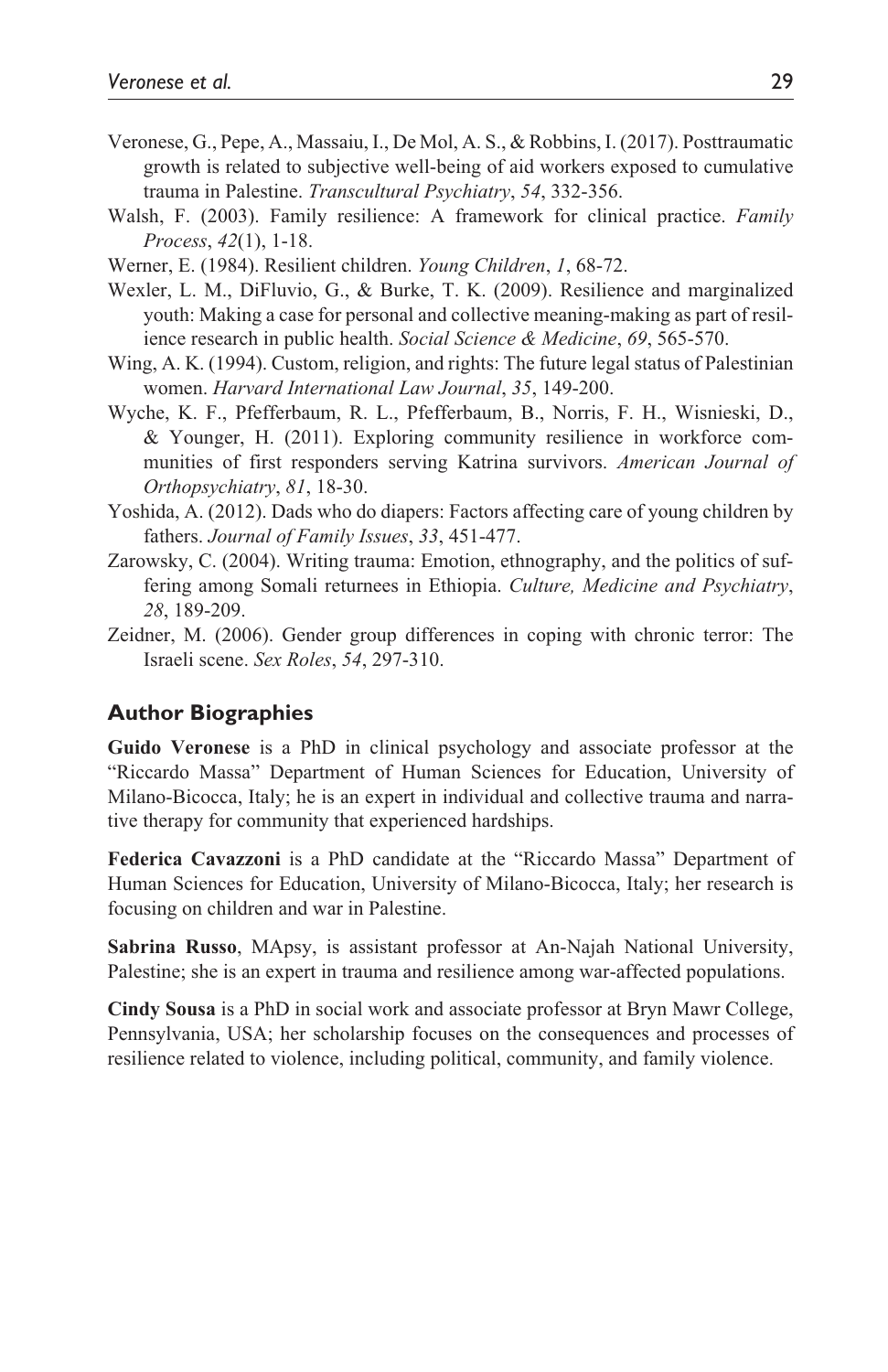Veronese, G., Pepe, A., Massaiu, I., De Mol, A. S., & Robbins, I. (2017). Posttraumatic growth is related to subjective well-being of aid workers exposed to cumulative trauma in Palestine. *Transcultural Psychiatry*, *54*, 332-356.

Walsh, F. (2003). Family resilience: A framework for clinical practice. *Family Process*, *42*(1), 1-18.

Werner, E. (1984). Resilient children. *Young Children*, *1*, 68-72.

Wexler, L. M., DiFluvio, G., & Burke, T. K. (2009). Resilience and marginalized youth: Making a case for personal and collective meaning-making as part of resilience research in public health. *Social Science & Medicine*, *69*, 565-570.

Wing, A. K. (1994). Custom, religion, and rights: The future legal status of Palestinian women. *Harvard International Law Journal*, *35*, 149-200.

Wyche, K. F., Pfefferbaum, R. L., Pfefferbaum, B., Norris, F. H., Wisnieski, D., & Younger, H. (2011). Exploring community resilience in workforce communities of first responders serving Katrina survivors. *American Journal of Orthopsychiatry*, *81*, 18-30.

Yoshida, A. (2012). Dads who do diapers: Factors affecting care of young children by fathers. *Journal of Family Issues*, *33*, 451-477.

Zarowsky, C. (2004). Writing trauma: Emotion, ethnography, and the politics of suffering among Somali returnees in Ethiopia. *Culture, Medicine and Psychiatry*, *28*, 189-209.

Zeidner, M. (2006). Gender group differences in coping with chronic terror: The Israeli scene. *Sex Roles*, *54*, 297-310.

## Author Biographies

**Guido Veronese** is a PhD in clinical psychology and associate professor at the "Riccardo Massa" Department of Human Sciences for Education, University of Milano-Bicocca, Italy; he is an expert in individual and collective trauma and narrative therapy for community that experienced hardships.

**Federica Cavazzoni** is a PhD candidate at the "Riccardo Massa" Department of Human Sciences for Education, University of Milano-Bicocca, Italy; her research is focusing on children and war in Palestine.

**Sabrina Russo**, MApsy, is assistant professor at An-Najah National University, Palestine; she is an expert in trauma and resilience among war-affected populations.

**Cindy Sousa** is a PhD in social work and associate professor at Bryn Mawr College, Pennsylvania, USA; her scholarship focuses on the consequences and processes of resilience related to violence, including political, community, and family violence.